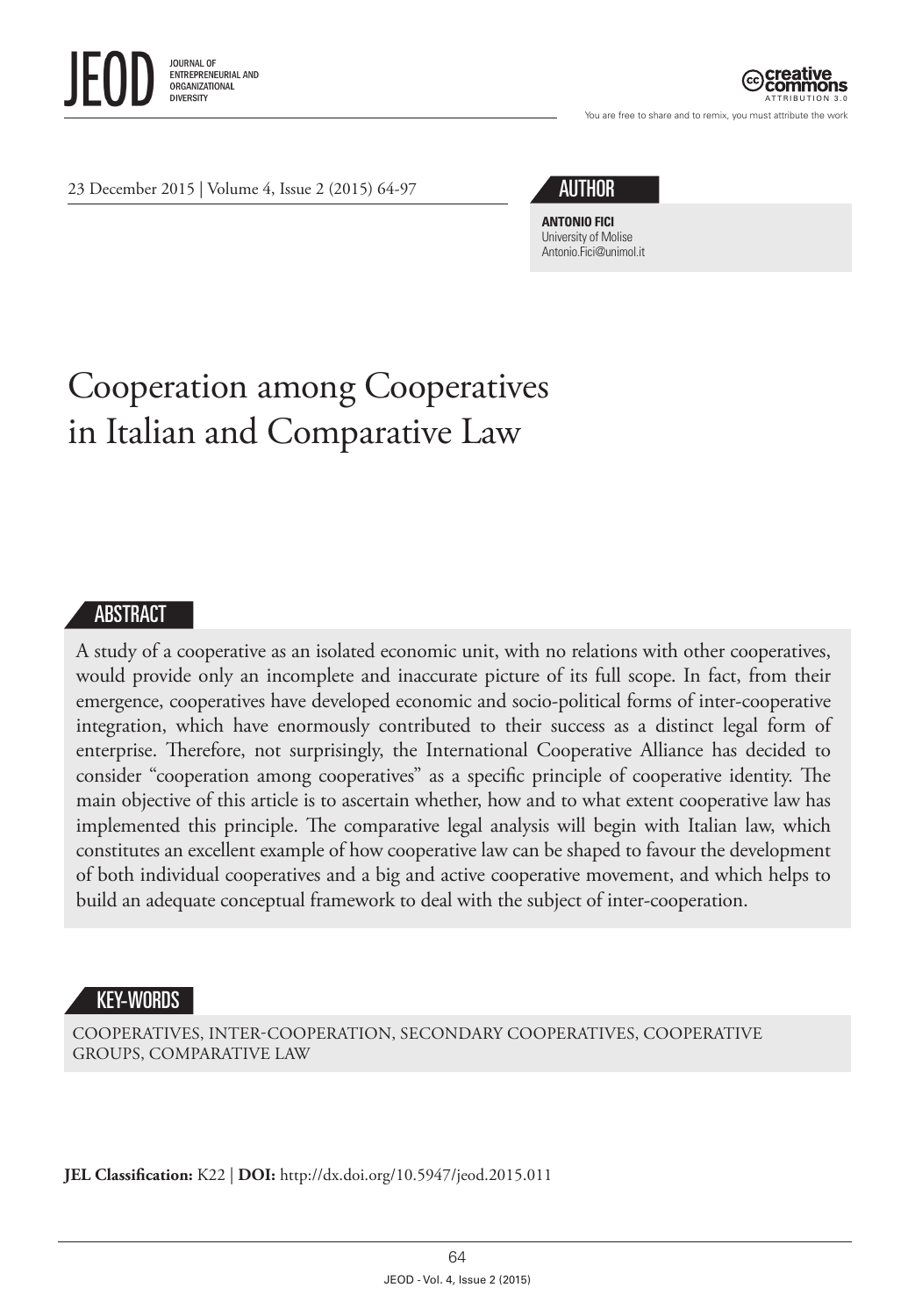23 December 2015 | Volume 4, Issue 2 (2015) 64-97

## AUTHOR

**ANTONIO FICI**
University of Molise
Antonio.Fici@unimol.it

# Cooperation among Cooperatives in Italian and Comparative Law

## ABSTRACT

A study of a cooperative as an isolated economic unit, with no relations with other cooperatives, would provide only an incomplete and inaccurate picture of its full scope. In fact, from their emergence, cooperatives have developed economic and socio-political forms of inter-cooperative integration, which have enormously contributed to their success as a distinct legal form of enterprise. Therefore, not surprisingly, the International Cooperative Alliance has decided to consider "cooperation among cooperatives" as a specific principle of cooperative identity. The main objective of this article is to ascertain whether, how and to what extent cooperative law has implemented this principle. The comparative legal analysis will begin with Italian law, which constitutes an excellent example of how cooperative law can be shaped to favour the development of both individual cooperatives and a big and active cooperative movement, and which helps to build an adequate conceptual framework to deal with the subject of inter-cooperation.

## KEY-WORDS

COOPERATIVES, INTER-COOPERATION, SECONDARY COOPERATIVES, COOPERATIVE GROUPS, COMPARATIVE LAW

**JEL Classification:** K22 | **DOI:** http://dx.doi.org/10.5947/jeod.2015.011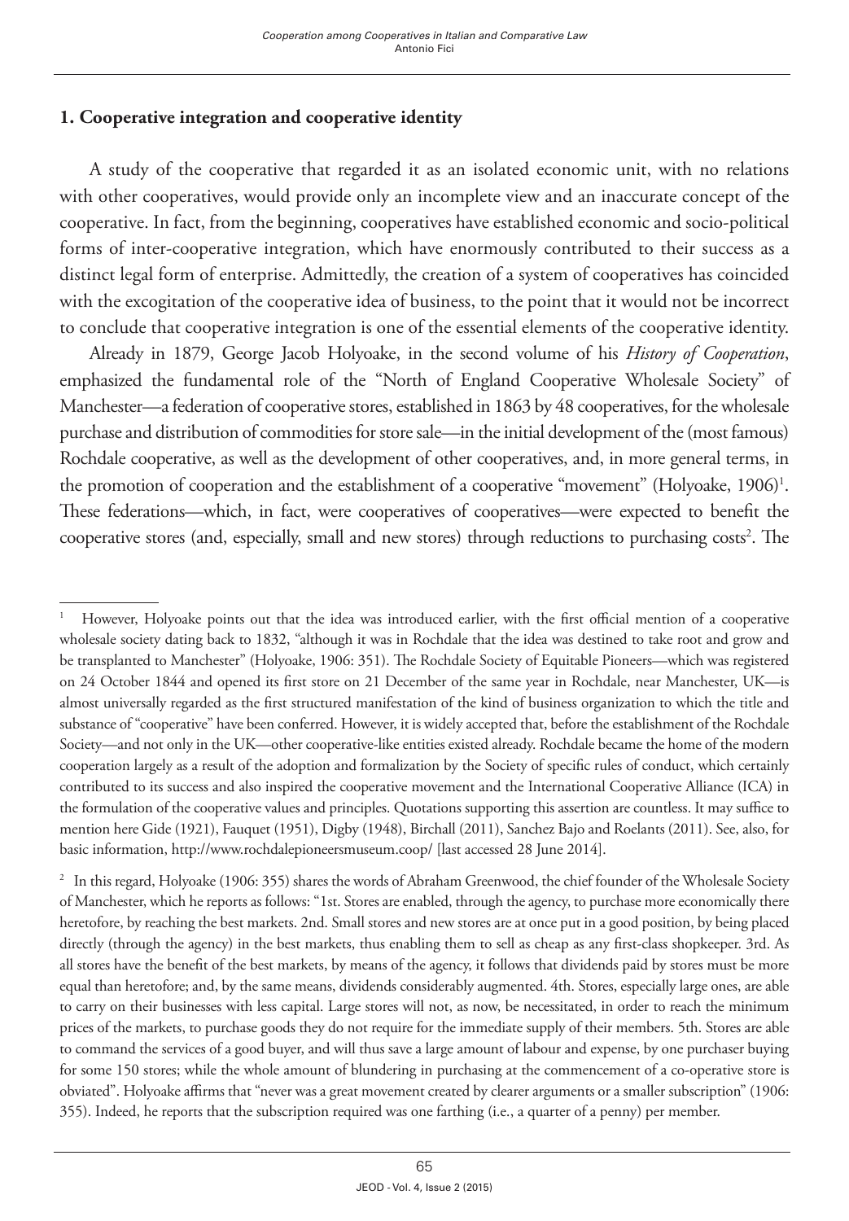## 1. Cooperative integration and cooperative identity

A study of the cooperative that regarded it as an isolated economic unit, with no relations with other cooperatives, would provide only an incomplete view and an inaccurate concept of the cooperative. In fact, from the beginning, cooperatives have established economic and socio-political forms of inter-cooperative integration, which have enormously contributed to their success as a distinct legal form of enterprise. Admittedly, the creation of a system of cooperatives has coincided with the excogitation of the cooperative idea of business, to the point that it would not be incorrect to conclude that cooperative integration is one of the essential elements of the cooperative identity.

Already in 1879, George Jacob Holyoake, in the second volume of his *History of Cooperation*, emphasized the fundamental role of the "North of England Cooperative Wholesale Society" of Manchester—a federation of cooperative stores, established in 1863 by 48 cooperatives, for the wholesale purchase and distribution of commodities for store sale—in the initial development of the (most famous) Rochdale cooperative, as well as the development of other cooperatives, and, in more general terms, in the promotion of cooperation and the establishment of a cooperative "movement" (Holyoake, 1906)[1]. These federations—which, in fact, were cooperatives of cooperatives—were expected to benefit the cooperative stores (and, especially, small and new stores) through reductions to purchasing costs[2]. The

---

[1] However, Holyoake points out that the idea was introduced earlier, with the first official mention of a cooperative wholesale society dating back to 1832, "although it was in Rochdale that the idea was destined to take root and grow and be transplanted to Manchester" (Holyoake, 1906: 351). The Rochdale Society of Equitable Pioneers—which was registered on 24 October 1844 and opened its first store on 21 December of the same year in Rochdale, near Manchester, UK—is almost universally regarded as the first structured manifestation of the kind of business organization to which the title and substance of "cooperative" have been conferred. However, it is widely accepted that, before the establishment of the Rochdale Society—and not only in the UK—other cooperative-like entities existed already. Rochdale became the home of the modern cooperation largely as a result of the adoption and formalization by the Society of specific rules of conduct, which certainly contributed to its success and also inspired the cooperative movement and the International Cooperative Alliance (ICA) in the formulation of the cooperative values and principles. Quotations supporting this assertion are countless. It may suffice to mention here Gide (1921), Fauquet (1951), Digby (1948), Birchall (2011), Sanchez Bajo and Roelants (2011). See, also, for basic information, http://www.rochdalepioneersmuseum.coop/ [last accessed 28 June 2014].

[2] In this regard, Holyoake (1906: 355) shares the words of Abraham Greenwood, the chief founder of the Wholesale Society of Manchester, which he reports as follows: "1st. Stores are enabled, through the agency, to purchase more economically there heretofore, by reaching the best markets. 2nd. Small stores and new stores are at once put in a good position, by being placed directly (through the agency) in the best markets, thus enabling them to sell as cheap as any first-class shopkeeper. 3rd. As all stores have the benefit of the best markets, by means of the agency, it follows that dividends paid by stores must be more equal than heretofore; and, by the same means, dividends considerably augmented. 4th. Stores, especially large ones, are able to carry on their businesses with less capital. Large stores will not, as now, be necessitated, in order to reach the minimum prices of the markets, to purchase goods they do not require for the immediate supply of their members. 5th. Stores are able to command the services of a good buyer, and will thus save a large amount of labour and expense, by one purchaser buying for some 150 stores; while the whole amount of blundering in purchasing at the commencement of a co-operative store is obviated". Holyoake affirms that "never was a great movement created by clearer arguments or a smaller subscription" (1906: 355). Indeed, he reports that the subscription required was one farthing (i.e., a quarter of a penny) per member.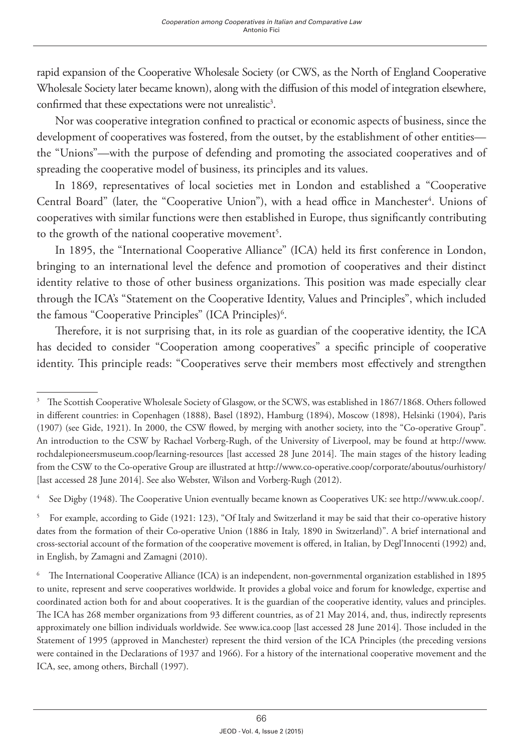rapid expansion of the Cooperative Wholesale Society (or CWS, as the North of England Cooperative Wholesale Society later became known), along with the diffusion of this model of integration elsewhere, confirmed that these expectations were not unrealistic[3].

Nor was cooperative integration confined to practical or economic aspects of business, since the development of cooperatives was fostered, from the outset, by the establishment of other entities—the "Unions"—with the purpose of defending and promoting the associated cooperatives and of spreading the cooperative model of business, its principles and its values.

In 1869, representatives of local societies met in London and established a "Cooperative Central Board" (later, the "Cooperative Union"), with a head office in Manchester[4]. Unions of cooperatives with similar functions were then established in Europe, thus significantly contributing to the growth of the national cooperative movement[5].

In 1895, the "International Cooperative Alliance" (ICA) held its first conference in London, bringing to an international level the defence and promotion of cooperatives and their distinct identity relative to those of other business organizations. This position was made especially clear through the ICA's "Statement on the Cooperative Identity, Values and Principles", which included the famous "Cooperative Principles" (ICA Principles)[6].

Therefore, it is not surprising that, in its role as guardian of the cooperative identity, the ICA has decided to consider "Cooperation among cooperatives" a specific principle of cooperative identity. This principle reads: "Cooperatives serve their members most effectively and strengthen

---

[3] The Scottish Cooperative Wholesale Society of Glasgow, or the SCWS, was established in 1867/1868. Others followed in different countries: in Copenhagen (1888), Basel (1892), Hamburg (1894), Moscow (1898), Helsinki (1904), Paris (1907) (see Gide, 1921). In 2000, the CSW flowed, by merging with another society, into the "Co-operative Group". An introduction to the CSW by Rachael Vorberg-Rugh, of the University of Liverpool, may be found at http://www.rochdalepioneersmuseum.coop/learning-resources [last accessed 28 June 2014]. The main stages of the history leading from the CSW to the Co-operative Group are illustrated at http://www.co-operative.coop/corporate/aboutus/ourhistory/ [last accessed 28 June 2014]. See also Webster, Wilson and Vorberg-Rugh (2012).

[4] See Digby (1948). The Cooperative Union eventually became known as Cooperatives UK: see http://www.uk.coop/.

[5] For example, according to Gide (1921: 123), "Of Italy and Switzerland it may be said that their co-operative history dates from the formation of their Co-operative Union (1886 in Italy, 1890 in Switzerland)". A brief international and cross-sectorial account of the formation of the cooperative movement is offered, in Italian, by Degl'Innocenti (1992) and, in English, by Zamagni and Zamagni (2010).

[6] The International Cooperative Alliance (ICA) is an independent, non-governmental organization established in 1895 to unite, represent and serve cooperatives worldwide. It provides a global voice and forum for knowledge, expertise and coordinated action both for and about cooperatives. It is the guardian of the cooperative identity, values and principles. The ICA has 268 member organizations from 93 different countries, as of 21 May 2014, and, thus, indirectly represents approximately one billion individuals worldwide. See www.ica.coop [last accessed 28 June 2014]. Those included in the Statement of 1995 (approved in Manchester) represent the third version of the ICA Principles (the preceding versions were contained in the Declarations of 1937 and 1966). For a history of the international cooperative movement and the ICA, see, among others, Birchall (1997).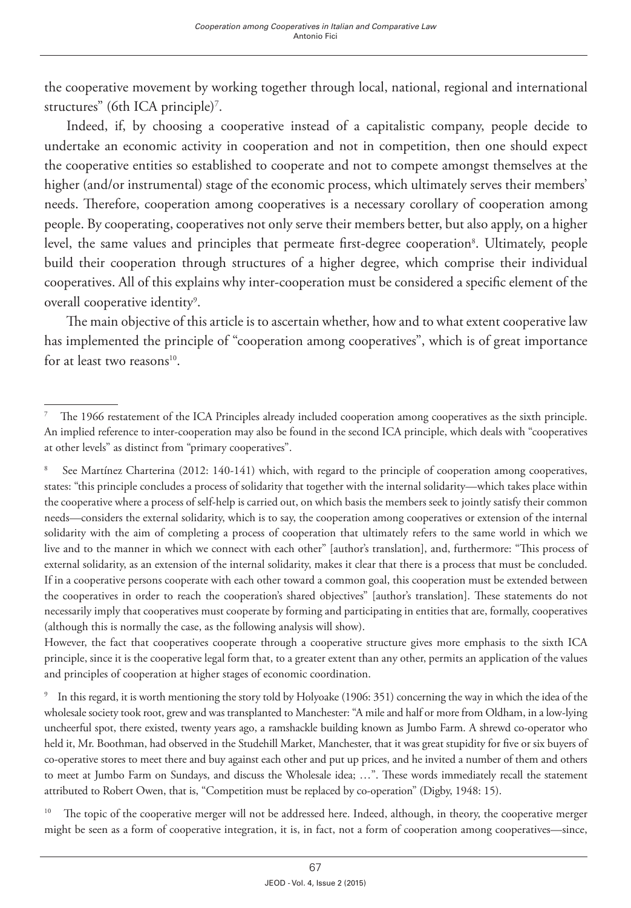the cooperative movement by working together through local, national, regional and international structures" (6th ICA principle)[7].

Indeed, if, by choosing a cooperative instead of a capitalistic company, people decide to undertake an economic activity in cooperation and not in competition, then one should expect the cooperative entities so established to cooperate and not to compete amongst themselves at the higher (and/or instrumental) stage of the economic process, which ultimately serves their members' needs. Therefore, cooperation among cooperatives is a necessary corollary of cooperation among people. By cooperating, cooperatives not only serve their members better, but also apply, on a higher level, the same values and principles that permeate first-degree cooperation[8]. Ultimately, people build their cooperation through structures of a higher degree, which comprise their individual cooperatives. All of this explains why inter-cooperation must be considered a specific element of the overall cooperative identity[9].

The main objective of this article is to ascertain whether, how and to what extent cooperative law has implemented the principle of "cooperation among cooperatives", which is of great importance for at least two reasons[10].

---

[7] The 1966 restatement of the ICA Principles already included cooperation among cooperatives as the sixth principle. An implied reference to inter-cooperation may also be found in the second ICA principle, which deals with "cooperatives at other levels" as distinct from "primary cooperatives".

[8] See Martínez Charterina (2012: 140-141) which, with regard to the principle of cooperation among cooperatives, states: "this principle concludes a process of solidarity that together with the internal solidarity—which takes place within the cooperative where a process of self-help is carried out, on which basis the members seek to jointly satisfy their common needs—considers the external solidarity, which is to say, the cooperation among cooperatives or extension of the internal solidarity with the aim of completing a process of cooperation that ultimately refers to the same world in which we live and to the manner in which we connect with each other" [author's translation], and, furthermore: "This process of external solidarity, as an extension of the internal solidarity, makes it clear that there is a process that must be concluded. If in a cooperative persons cooperate with each other toward a common goal, this cooperation must be extended between the cooperatives in order to reach the cooperation's shared objectives" [author's translation]. These statements do not necessarily imply that cooperatives must cooperate by forming and participating in entities that are, formally, cooperatives (although this is normally the case, as the following analysis will show).

However, the fact that cooperatives cooperate through a cooperative structure gives more emphasis to the sixth ICA principle, since it is the cooperative legal form that, to a greater extent than any other, permits an application of the values and principles of cooperation at higher stages of economic coordination.

[9] In this regard, it is worth mentioning the story told by Holyoake (1906: 351) concerning the way in which the idea of the wholesale society took root, grew and was transplanted to Manchester: "A mile and half or more from Oldham, in a low-lying uncheerful spot, there existed, twenty years ago, a ramshackle building known as Jumbo Farm. A shrewd co-operator who held it, Mr. Boothman, had observed in the Studehill Market, Manchester, that it was great stupidity for five or six buyers of co-operative stores to meet there and buy against each other and put up prices, and he invited a number of them and others to meet at Jumbo Farm on Sundays, and discuss the Wholesale idea; …". These words immediately recall the statement attributed to Robert Owen, that is, "Competition must be replaced by co-operation" (Digby, 1948: 15).

[10] The topic of the cooperative merger will not be addressed here. Indeed, although, in theory, the cooperative merger might be seen as a form of cooperative integration, it is, in fact, not a form of cooperation among cooperatives—since,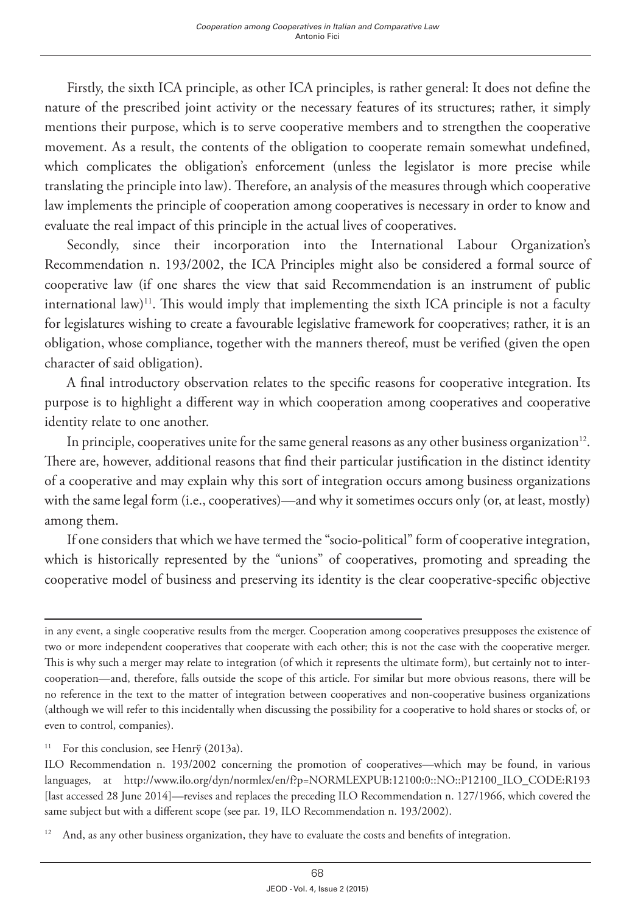Firstly, the sixth ICA principle, as other ICA principles, is rather general: It does not define the nature of the prescribed joint activity or the necessary features of its structures; rather, it simply mentions their purpose, which is to serve cooperative members and to strengthen the cooperative movement. As a result, the contents of the obligation to cooperate remain somewhat undefined, which complicates the obligation's enforcement (unless the legislator is more precise while translating the principle into law). Therefore, an analysis of the measures through which cooperative law implements the principle of cooperation among cooperatives is necessary in order to know and evaluate the real impact of this principle in the actual lives of cooperatives.

Secondly, since their incorporation into the International Labour Organization's Recommendation n. 193/2002, the ICA Principles might also be considered a formal source of cooperative law (if one shares the view that said Recommendation is an instrument of public international law)[11]. This would imply that implementing the sixth ICA principle is not a faculty for legislatures wishing to create a favourable legislative framework for cooperatives; rather, it is an obligation, whose compliance, together with the manners thereof, must be verified (given the open character of said obligation).

A final introductory observation relates to the specific reasons for cooperative integration. Its purpose is to highlight a different way in which cooperation among cooperatives and cooperative identity relate to one another.

In principle, cooperatives unite for the same general reasons as any other business organization[12]. There are, however, additional reasons that find their particular justification in the distinct identity of a cooperative and may explain why this sort of integration occurs among business organizations with the same legal form (i.e., cooperatives)—and why it sometimes occurs only (or, at least, mostly) among them.

If one considers that which we have termed the "socio-political" form of cooperative integration, which is historically represented by the "unions" of cooperatives, promoting and spreading the cooperative model of business and preserving its identity is the clear cooperative-specific objective

---

in any event, a single cooperative results from the merger. Cooperation among cooperatives presupposes the existence of two or more independent cooperatives that cooperate with each other; this is not the case with the cooperative merger. This is why such a merger may relate to integration (of which it represents the ultimate form), but certainly not to inter-cooperation—and, therefore, falls outside the scope of this article. For similar but more obvious reasons, there will be no reference in the text to the matter of integration between cooperatives and non-cooperative business organizations (although we will refer to this incidentally when discussing the possibility for a cooperative to hold shares or stocks of, or even to control, companies).

[11] For this conclusion, see Henrÿ (2013a).

ILO Recommendation n. 193/2002 concerning the promotion of cooperatives—which may be found, in various languages, at http://www.ilo.org/dyn/normlex/en/f?p=NORMLEXPUB:12100:0::NO::P12100_ILO_CODE:R193 [last accessed 28 June 2014]—revises and replaces the preceding ILO Recommendation n. 127/1966, which covered the same subject but with a different scope (see par. 19, ILO Recommendation n. 193/2002).

[12] And, as any other business organization, they have to evaluate the costs and benefits of integration.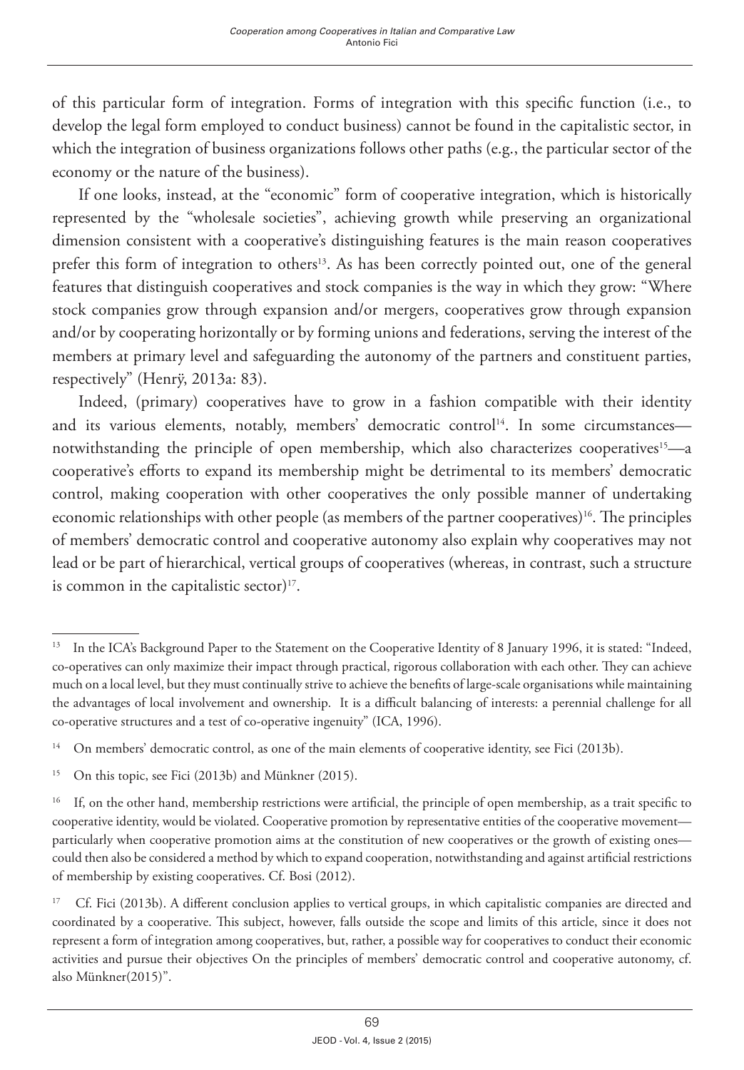of this particular form of integration. Forms of integration with this specific function (i.e., to develop the legal form employed to conduct business) cannot be found in the capitalistic sector, in which the integration of business organizations follows other paths (e.g., the particular sector of the economy or the nature of the business).

If one looks, instead, at the "economic" form of cooperative integration, which is historically represented by the "wholesale societies", achieving growth while preserving an organizational dimension consistent with a cooperative's distinguishing features is the main reason cooperatives prefer this form of integration to others[13]. As has been correctly pointed out, one of the general features that distinguish cooperatives and stock companies is the way in which they grow: "Where stock companies grow through expansion and/or mergers, cooperatives grow through expansion and/or by cooperating horizontally or by forming unions and federations, serving the interest of the members at primary level and safeguarding the autonomy of the partners and constituent parties, respectively" (Henrÿ, 2013a: 83).

Indeed, (primary) cooperatives have to grow in a fashion compatible with their identity and its various elements, notably, members' democratic control[14]. In some circumstances—notwithstanding the principle of open membership, which also characterizes cooperatives[15]—a cooperative's efforts to expand its membership might be detrimental to its members' democratic control, making cooperation with other cooperatives the only possible manner of undertaking economic relationships with other people (as members of the partner cooperatives)[16]. The principles of members' democratic control and cooperative autonomy also explain why cooperatives may not lead or be part of hierarchical, vertical groups of cooperatives (whereas, in contrast, such a structure is common in the capitalistic sector)[17].

---

[13] In the ICA's Background Paper to the Statement on the Cooperative Identity of 8 January 1996, it is stated: "Indeed, co-operatives can only maximize their impact through practical, rigorous collaboration with each other. They can achieve much on a local level, but they must continually strive to achieve the benefits of large-scale organisations while maintaining the advantages of local involvement and ownership. It is a difficult balancing of interests: a perennial challenge for all co-operative structures and a test of co-operative ingenuity" (ICA, 1996).

[14] On members' democratic control, as one of the main elements of cooperative identity, see Fici (2013b).

[15] On this topic, see Fici (2013b) and Münkner (2015).

[16] If, on the other hand, membership restrictions were artificial, the principle of open membership, as a trait specific to cooperative identity, would be violated. Cooperative promotion by representative entities of the cooperative movement—particularly when cooperative promotion aims at the constitution of new cooperatives or the growth of existing ones—could then also be considered a method by which to expand cooperation, notwithstanding and against artificial restrictions of membership by existing cooperatives. Cf. Bosi (2012).

[17] Cf. Fici (2013b). A different conclusion applies to vertical groups, in which capitalistic companies are directed and coordinated by a cooperative. This subject, however, falls outside the scope and limits of this article, since it does not represent a form of integration among cooperatives, but, rather, a possible way for cooperatives to conduct their economic activities and pursue their objectives On the principles of members' democratic control and cooperative autonomy, cf. also Münkner(2015)".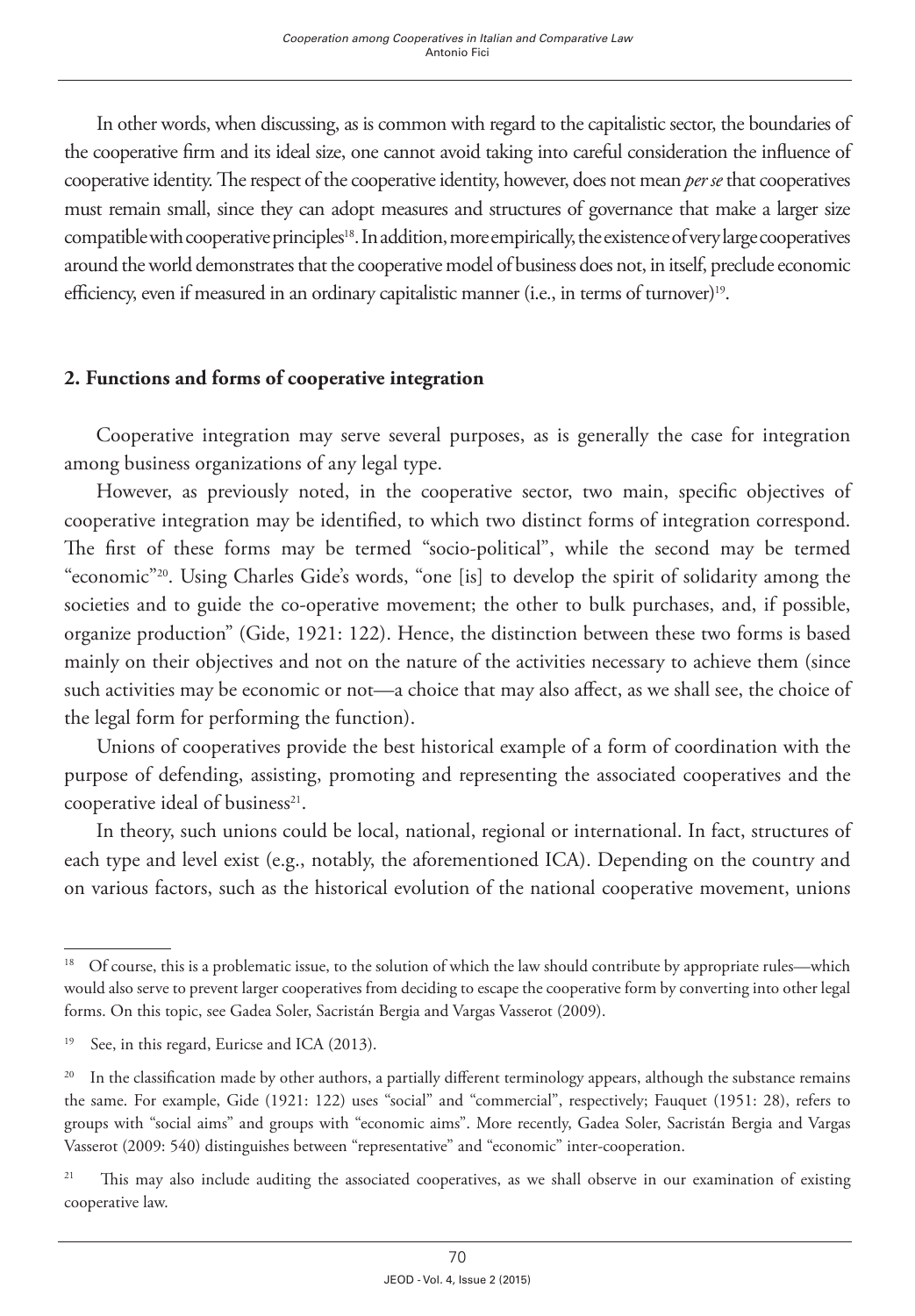In other words, when discussing, as is common with regard to the capitalistic sector, the boundaries of the cooperative firm and its ideal size, one cannot avoid taking into careful consideration the influence of cooperative identity. The respect of the cooperative identity, however, does not mean *per se* that cooperatives must remain small, since they can adopt measures and structures of governance that make a larger size compatible with cooperative principles[18]. In addition, more empirically, the existence of very large cooperatives around the world demonstrates that the cooperative model of business does not, in itself, preclude economic efficiency, even if measured in an ordinary capitalistic manner (i.e., in terms of turnover)[19].

## 2. Functions and forms of cooperative integration

Cooperative integration may serve several purposes, as is generally the case for integration among business organizations of any legal type.

However, as previously noted, in the cooperative sector, two main, specific objectives of cooperative integration may be identified, to which two distinct forms of integration correspond. The first of these forms may be termed "socio-political", while the second may be termed "economic"[20]. Using Charles Gide's words, "one [is] to develop the spirit of solidarity among the societies and to guide the co-operative movement; the other to bulk purchases, and, if possible, organize production" (Gide, 1921: 122). Hence, the distinction between these two forms is based mainly on their objectives and not on the nature of the activities necessary to achieve them (since such activities may be economic or not—a choice that may also affect, as we shall see, the choice of the legal form for performing the function).

Unions of cooperatives provide the best historical example of a form of coordination with the purpose of defending, assisting, promoting and representing the associated cooperatives and the cooperative ideal of business[21].

In theory, such unions could be local, national, regional or international. In fact, structures of each type and level exist (e.g., notably, the aforementioned ICA). Depending on the country and on various factors, such as the historical evolution of the national cooperative movement, unions

---

[18] Of course, this is a problematic issue, to the solution of which the law should contribute by appropriate rules—which would also serve to prevent larger cooperatives from deciding to escape the cooperative form by converting into other legal forms. On this topic, see Gadea Soler, Sacristán Bergia and Vargas Vasserot (2009).

[19] See, in this regard, Euricse and ICA (2013).

[20] In the classification made by other authors, a partially different terminology appears, although the substance remains the same. For example, Gide (1921: 122) uses "social" and "commercial", respectively; Fauquet (1951: 28), refers to groups with "social aims" and groups with "economic aims". More recently, Gadea Soler, Sacristán Bergia and Vargas Vasserot (2009: 540) distinguishes between "representative" and "economic" inter-cooperation.

[21] This may also include auditing the associated cooperatives, as we shall observe in our examination of existing cooperative law.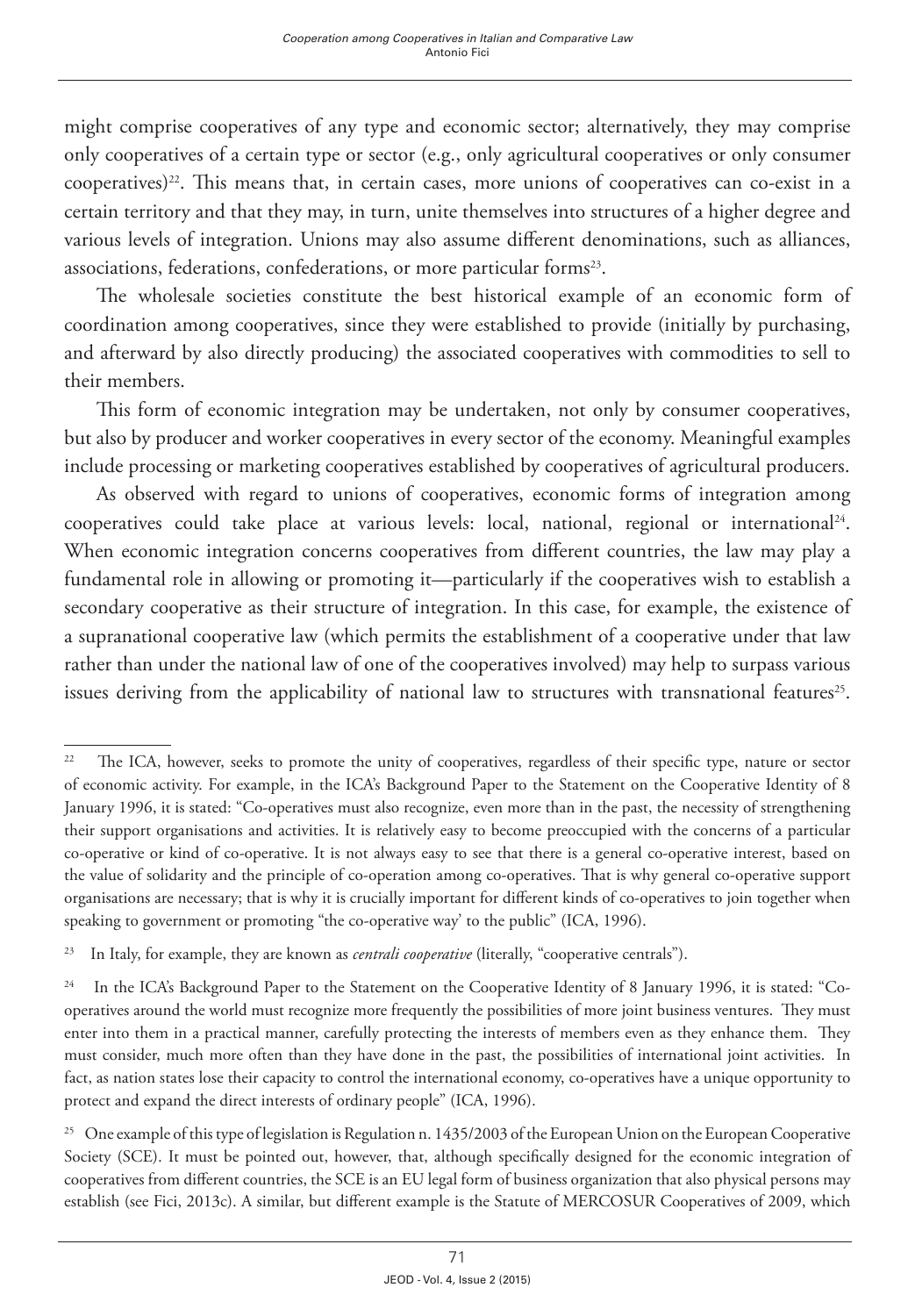might comprise cooperatives of any type and economic sector; alternatively, they may comprise only cooperatives of a certain type or sector (e.g., only agricultural cooperatives or only consumer cooperatives)[22]. This means that, in certain cases, more unions of cooperatives can co-exist in a certain territory and that they may, in turn, unite themselves into structures of a higher degree and various levels of integration. Unions may also assume different denominations, such as alliances, associations, federations, confederations, or more particular forms[23].

The wholesale societies constitute the best historical example of an economic form of coordination among cooperatives, since they were established to provide (initially by purchasing, and afterward by also directly producing) the associated cooperatives with commodities to sell to their members.

This form of economic integration may be undertaken, not only by consumer cooperatives, but also by producer and worker cooperatives in every sector of the economy. Meaningful examples include processing or marketing cooperatives established by cooperatives of agricultural producers.

As observed with regard to unions of cooperatives, economic forms of integration among cooperatives could take place at various levels: local, national, regional or international[24]. When economic integration concerns cooperatives from different countries, the law may play a fundamental role in allowing or promoting it—particularly if the cooperatives wish to establish a secondary cooperative as their structure of integration. In this case, for example, the existence of a supranational cooperative law (which permits the establishment of a cooperative under that law rather than under the national law of one of the cooperatives involved) may help to surpass various issues deriving from the applicability of national law to structures with transnational features[25].

---

[22] The ICA, however, seeks to promote the unity of cooperatives, regardless of their specific type, nature or sector of economic activity. For example, in the ICA's Background Paper to the Statement on the Cooperative Identity of 8 January 1996, it is stated: "Co-operatives must also recognize, even more than in the past, the necessity of strengthening their support organisations and activities. It is relatively easy to become preoccupied with the concerns of a particular co-operative or kind of co-operative. It is not always easy to see that there is a general co-operative interest, based on the value of solidarity and the principle of co-operation among co-operatives. That is why general co-operative support organisations are necessary; that is why it is crucially important for different kinds of co-operatives to join together when speaking to government or promoting "the co-operative way' to the public" (ICA, 1996).

[23] In Italy, for example, they are known as *centrali cooperative* (literally, "cooperative centrals").

[24] In the ICA's Background Paper to the Statement on the Cooperative Identity of 8 January 1996, it is stated: "Co-operatives around the world must recognize more frequently the possibilities of more joint business ventures. They must enter into them in a practical manner, carefully protecting the interests of members even as they enhance them. They must consider, much more often than they have done in the past, the possibilities of international joint activities. In fact, as nation states lose their capacity to control the international economy, co-operatives have a unique opportunity to protect and expand the direct interests of ordinary people" (ICA, 1996).

[25] One example of this type of legislation is Regulation n. 1435/2003 of the European Union on the European Cooperative Society (SCE). It must be pointed out, however, that, although specifically designed for the economic integration of cooperatives from different countries, the SCE is an EU legal form of business organization that also physical persons may establish (see Fici, 2013c). A similar, but different example is the Statute of MERCOSUR Cooperatives of 2009, which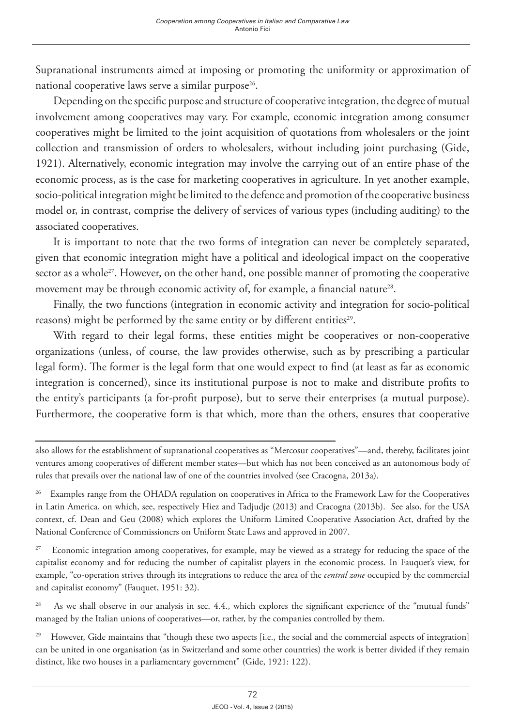Supranational instruments aimed at imposing or promoting the uniformity or approximation of national cooperative laws serve a similar purpose[26].

Depending on the specific purpose and structure of cooperative integration, the degree of mutual involvement among cooperatives may vary. For example, economic integration among consumer cooperatives might be limited to the joint acquisition of quotations from wholesalers or the joint collection and transmission of orders to wholesalers, without including joint purchasing (Gide, 1921). Alternatively, economic integration may involve the carrying out of an entire phase of the economic process, as is the case for marketing cooperatives in agriculture. In yet another example, socio-political integration might be limited to the defence and promotion of the cooperative business model or, in contrast, comprise the delivery of services of various types (including auditing) to the associated cooperatives.

It is important to note that the two forms of integration can never be completely separated, given that economic integration might have a political and ideological impact on the cooperative sector as a whole[27]. However, on the other hand, one possible manner of promoting the cooperative movement may be through economic activity of, for example, a financial nature[28].

Finally, the two functions (integration in economic activity and integration for socio-political reasons) might be performed by the same entity or by different entities[29].

With regard to their legal forms, these entities might be cooperatives or non-cooperative organizations (unless, of course, the law provides otherwise, such as by prescribing a particular legal form). The former is the legal form that one would expect to find (at least as far as economic integration is concerned), since its institutional purpose is not to make and distribute profits to the entity's participants (a for-profit purpose), but to serve their enterprises (a mutual purpose). Furthermore, the cooperative form is that which, more than the others, ensures that cooperative

---

also allows for the establishment of supranational cooperatives as "Mercosur cooperatives"—and, thereby, facilitates joint ventures among cooperatives of different member states—but which has not been conceived as an autonomous body of rules that prevails over the national law of one of the countries involved (see Cracogna, 2013a).

[26] Examples range from the OHADA regulation on cooperatives in Africa to the Framework Law for the Cooperatives in Latin America, on which, see, respectively Hiez and Tadjudje (2013) and Cracogna (2013b). See also, for the USA context, cf. Dean and Geu (2008) which explores the Uniform Limited Cooperative Association Act, drafted by the National Conference of Commissioners on Uniform State Laws and approved in 2007.

[27] Economic integration among cooperatives, for example, may be viewed as a strategy for reducing the space of the capitalist economy and for reducing the number of capitalist players in the economic process. In Fauquet's view, for example, "co-operation strives through its integrations to reduce the area of the *central zone* occupied by the commercial and capitalist economy" (Fauquet, 1951: 32).

[28] As we shall observe in our analysis in sec. 4.4., which explores the significant experience of the "mutual funds" managed by the Italian unions of cooperatives—or, rather, by the companies controlled by them.

[29] However, Gide maintains that "though these two aspects [i.e., the social and the commercial aspects of integration] can be united in one organisation (as in Switzerland and some other countries) the work is better divided if they remain distinct, like two houses in a parliamentary government" (Gide, 1921: 122).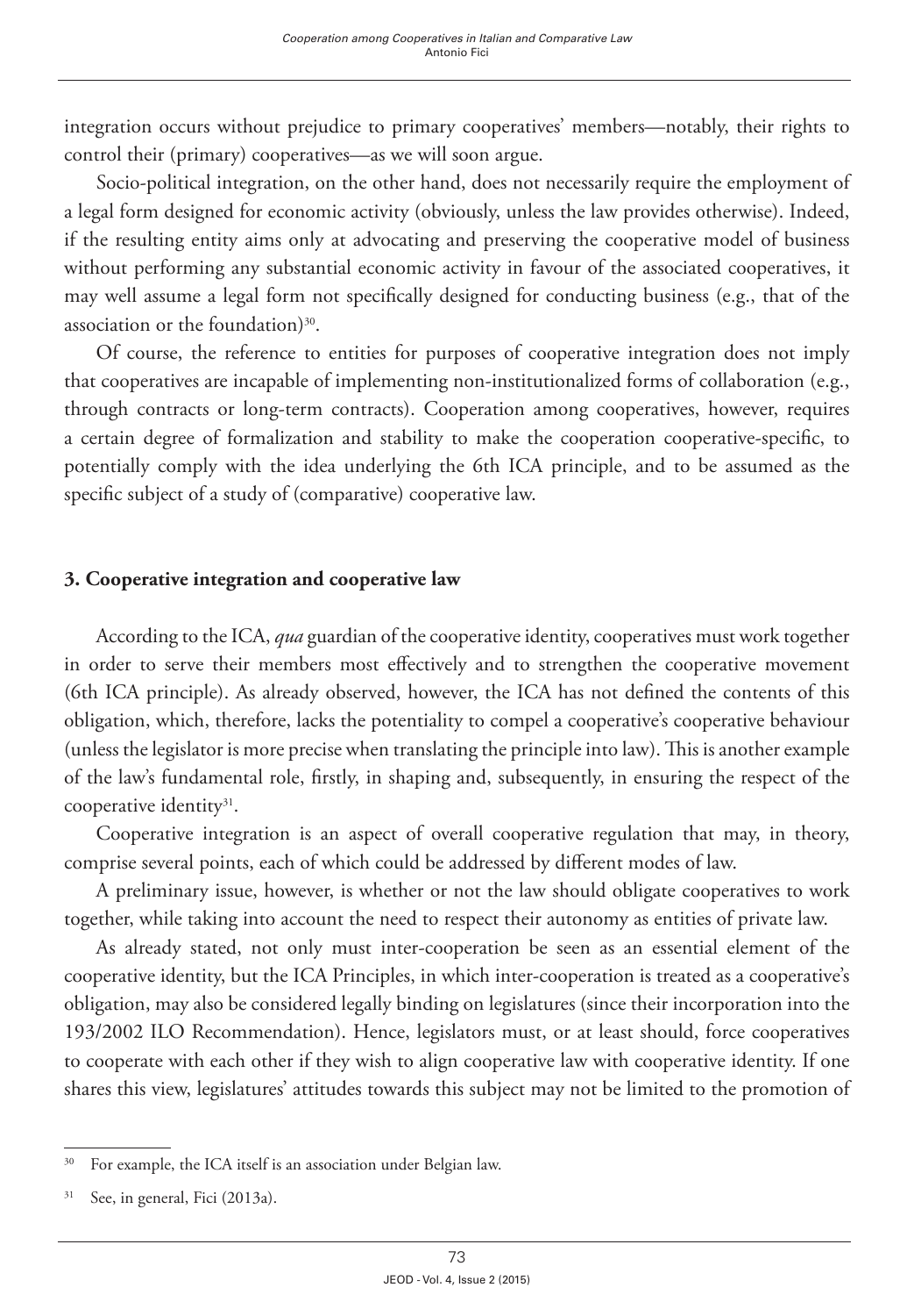integration occurs without prejudice to primary cooperatives' members—notably, their rights to control their (primary) cooperatives—as we will soon argue.

Socio-political integration, on the other hand, does not necessarily require the employment of a legal form designed for economic activity (obviously, unless the law provides otherwise). Indeed, if the resulting entity aims only at advocating and preserving the cooperative model of business without performing any substantial economic activity in favour of the associated cooperatives, it may well assume a legal form not specifically designed for conducting business (e.g., that of the association or the foundation)[30].

Of course, the reference to entities for purposes of cooperative integration does not imply that cooperatives are incapable of implementing non-institutionalized forms of collaboration (e.g., through contracts or long-term contracts). Cooperation among cooperatives, however, requires a certain degree of formalization and stability to make the cooperation cooperative-specific, to potentially comply with the idea underlying the 6th ICA principle, and to be assumed as the specific subject of a study of (comparative) cooperative law.

## 3. Cooperative integration and cooperative law

According to the ICA, *qua* guardian of the cooperative identity, cooperatives must work together in order to serve their members most effectively and to strengthen the cooperative movement (6th ICA principle). As already observed, however, the ICA has not defined the contents of this obligation, which, therefore, lacks the potentiality to compel a cooperative's cooperative behaviour (unless the legislator is more precise when translating the principle into law). This is another example of the law's fundamental role, firstly, in shaping and, subsequently, in ensuring the respect of the cooperative identity[31].

Cooperative integration is an aspect of overall cooperative regulation that may, in theory, comprise several points, each of which could be addressed by different modes of law.

A preliminary issue, however, is whether or not the law should obligate cooperatives to work together, while taking into account the need to respect their autonomy as entities of private law.

As already stated, not only must inter-cooperation be seen as an essential element of the cooperative identity, but the ICA Principles, in which inter-cooperation is treated as a cooperative's obligation, may also be considered legally binding on legislatures (since their incorporation into the 193/2002 ILO Recommendation). Hence, legislators must, or at least should, force cooperatives to cooperate with each other if they wish to align cooperative law with cooperative identity. If one shares this view, legislatures' attitudes towards this subject may not be limited to the promotion of

[30] For example, the ICA itself is an association under Belgian law.

[31] See, in general, Fici (2013a).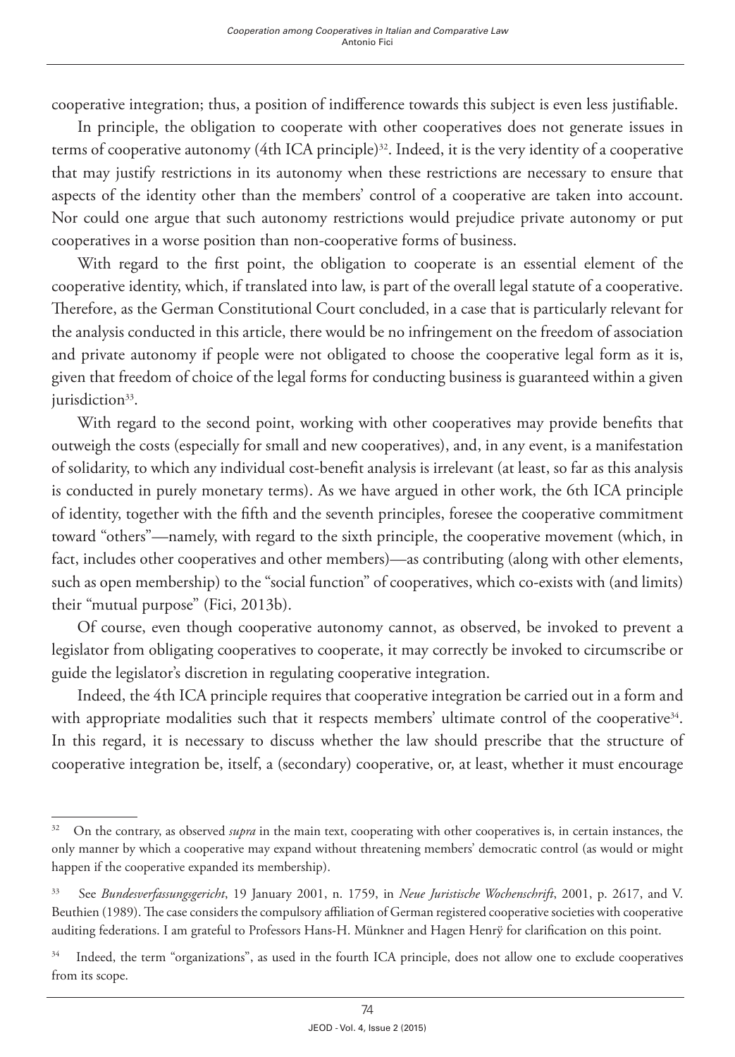cooperative integration; thus, a position of indifference towards this subject is even less justifiable.

In principle, the obligation to cooperate with other cooperatives does not generate issues in terms of cooperative autonomy (4th ICA principle)[32]. Indeed, it is the very identity of a cooperative that may justify restrictions in its autonomy when these restrictions are necessary to ensure that aspects of the identity other than the members' control of a cooperative are taken into account. Nor could one argue that such autonomy restrictions would prejudice private autonomy or put cooperatives in a worse position than non-cooperative forms of business.

With regard to the first point, the obligation to cooperate is an essential element of the cooperative identity, which, if translated into law, is part of the overall legal statute of a cooperative. Therefore, as the German Constitutional Court concluded, in a case that is particularly relevant for the analysis conducted in this article, there would be no infringement on the freedom of association and private autonomy if people were not obligated to choose the cooperative legal form as it is, given that freedom of choice of the legal forms for conducting business is guaranteed within a given jurisdiction[33].

With regard to the second point, working with other cooperatives may provide benefits that outweigh the costs (especially for small and new cooperatives), and, in any event, is a manifestation of solidarity, to which any individual cost-benefit analysis is irrelevant (at least, so far as this analysis is conducted in purely monetary terms). As we have argued in other work, the 6th ICA principle of identity, together with the fifth and the seventh principles, foresee the cooperative commitment toward "others"—namely, with regard to the sixth principle, the cooperative movement (which, in fact, includes other cooperatives and other members)—as contributing (along with other elements, such as open membership) to the "social function" of cooperatives, which co-exists with (and limits) their "mutual purpose" (Fici, 2013b).

Of course, even though cooperative autonomy cannot, as observed, be invoked to prevent a legislator from obligating cooperatives to cooperate, it may correctly be invoked to circumscribe or guide the legislator's discretion in regulating cooperative integration.

Indeed, the 4th ICA principle requires that cooperative integration be carried out in a form and with appropriate modalities such that it respects members' ultimate control of the cooperative[34]. In this regard, it is necessary to discuss whether the law should prescribe that the structure of cooperative integration be, itself, a (secondary) cooperative, or, at least, whether it must encourage

---

[32] On the contrary, as observed *supra* in the main text, cooperating with other cooperatives is, in certain instances, the only manner by which a cooperative may expand without threatening members' democratic control (as would or might happen if the cooperative expanded its membership).

[33] See *Bundesverfassungsgericht*, 19 January 2001, n. 1759, in *Neue Juristische Wochenschrift*, 2001, p. 2617, and V. Beuthien (1989). The case considers the compulsory affiliation of German registered cooperative societies with cooperative auditing federations. I am grateful to Professors Hans-H. Münkner and Hagen Henrÿ for clarification on this point.

[34] Indeed, the term "organizations", as used in the fourth ICA principle, does not allow one to exclude cooperatives from its scope.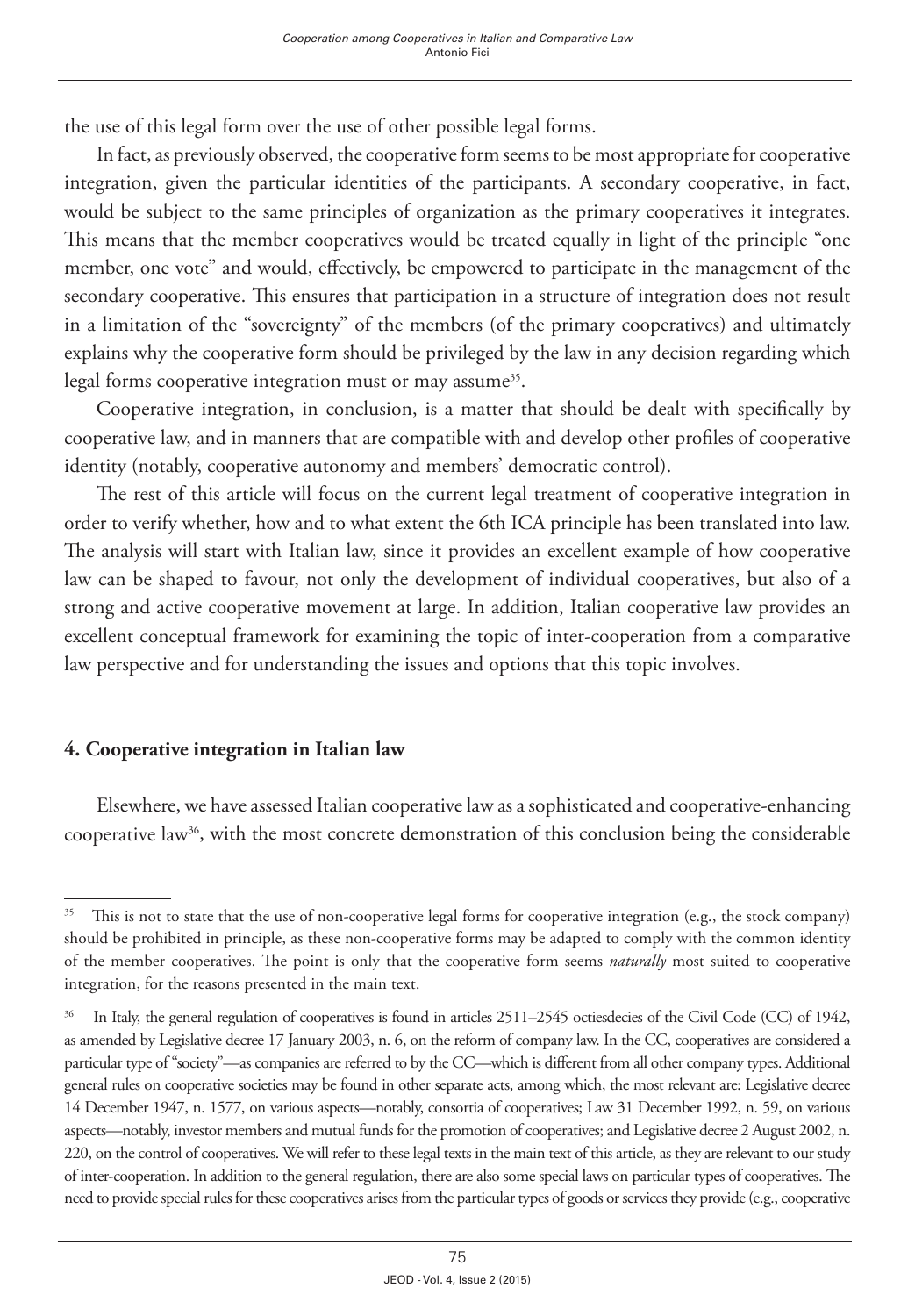the use of this legal form over the use of other possible legal forms.

In fact, as previously observed, the cooperative form seems to be most appropriate for cooperative integration, given the particular identities of the participants. A secondary cooperative, in fact, would be subject to the same principles of organization as the primary cooperatives it integrates. This means that the member cooperatives would be treated equally in light of the principle "one member, one vote" and would, effectively, be empowered to participate in the management of the secondary cooperative. This ensures that participation in a structure of integration does not result in a limitation of the "sovereignty" of the members (of the primary cooperatives) and ultimately explains why the cooperative form should be privileged by the law in any decision regarding which legal forms cooperative integration must or may assume[35].

Cooperative integration, in conclusion, is a matter that should be dealt with specifically by cooperative law, and in manners that are compatible with and develop other profiles of cooperative identity (notably, cooperative autonomy and members' democratic control).

The rest of this article will focus on the current legal treatment of cooperative integration in order to verify whether, how and to what extent the 6th ICA principle has been translated into law. The analysis will start with Italian law, since it provides an excellent example of how cooperative law can be shaped to favour, not only the development of individual cooperatives, but also of a strong and active cooperative movement at large. In addition, Italian cooperative law provides an excellent conceptual framework for examining the topic of inter-cooperation from a comparative law perspective and for understanding the issues and options that this topic involves.

## 4. Cooperative integration in Italian law

Elsewhere, we have assessed Italian cooperative law as a sophisticated and cooperative-enhancing cooperative law[36], with the most concrete demonstration of this conclusion being the considerable

---

[35] This is not to state that the use of non-cooperative legal forms for cooperative integration (e.g., the stock company) should be prohibited in principle, as these non-cooperative forms may be adapted to comply with the common identity of the member cooperatives. The point is only that the cooperative form seems *naturally* most suited to cooperative integration, for the reasons presented in the main text.

[36] In Italy, the general regulation of cooperatives is found in articles 2511–2545 octiesdecies of the Civil Code (CC) of 1942, as amended by Legislative decree 17 January 2003, n. 6, on the reform of company law. In the CC, cooperatives are considered a particular type of "society"—as companies are referred to by the CC—which is different from all other company types. Additional general rules on cooperative societies may be found in other separate acts, among which, the most relevant are: Legislative decree 14 December 1947, n. 1577, on various aspects—notably, consortia of cooperatives; Law 31 December 1992, n. 59, on various aspects—notably, investor members and mutual funds for the promotion of cooperatives; and Legislative decree 2 August 2002, n. 220, on the control of cooperatives. We will refer to these legal texts in the main text of this article, as they are relevant to our study of inter-cooperation. In addition to the general regulation, there are also some special laws on particular types of cooperatives. The need to provide special rules for these cooperatives arises from the particular types of goods or services they provide (e.g., cooperative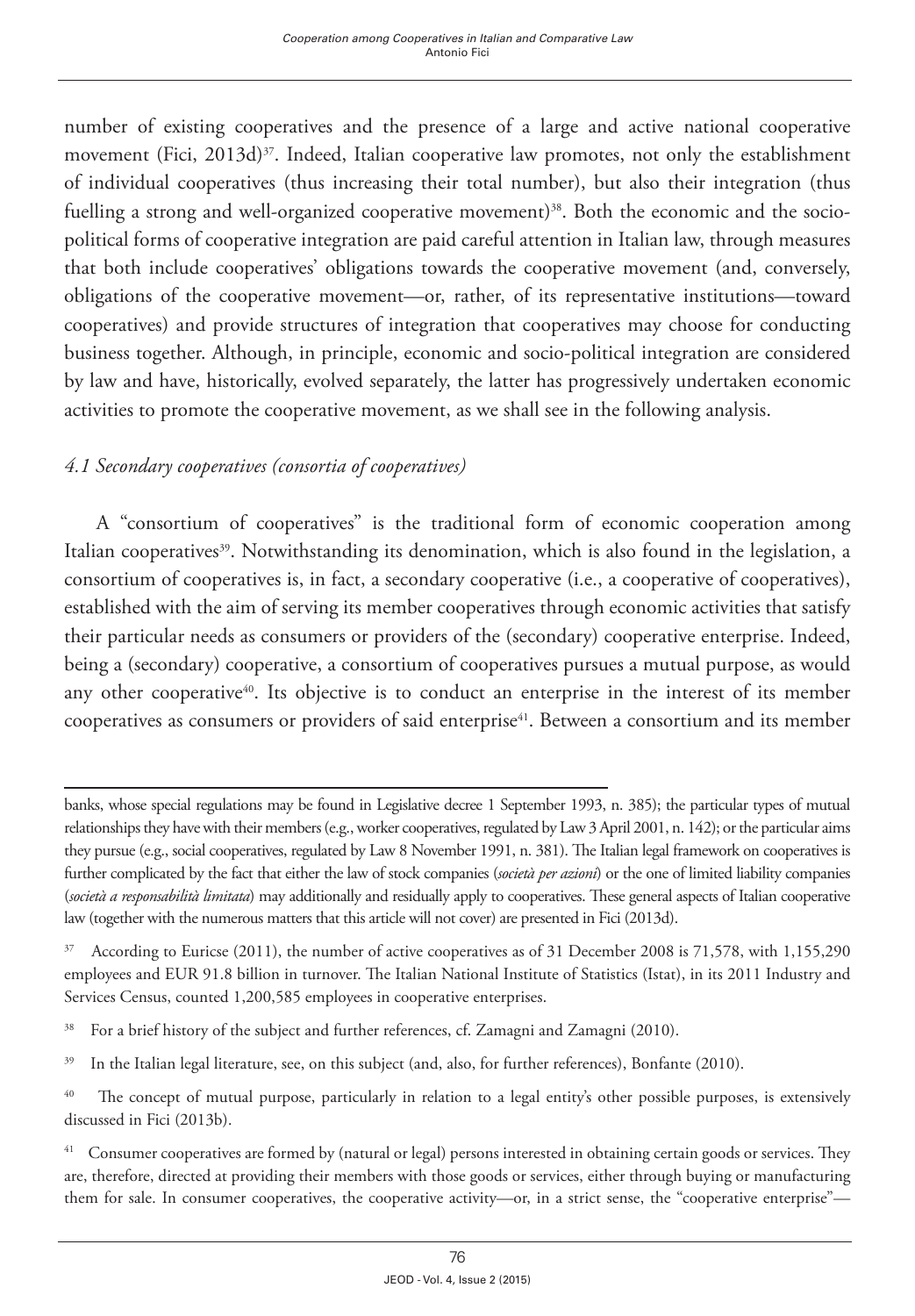number of existing cooperatives and the presence of a large and active national cooperative movement (Fici, 2013d)[37]. Indeed, Italian cooperative law promotes, not only the establishment of individual cooperatives (thus increasing their total number), but also their integration (thus fuelling a strong and well-organized cooperative movement)[38]. Both the economic and the socio-political forms of cooperative integration are paid careful attention in Italian law, through measures that both include cooperatives' obligations towards the cooperative movement (and, conversely, obligations of the cooperative movement—or, rather, of its representative institutions—toward cooperatives) and provide structures of integration that cooperatives may choose for conducting business together. Although, in principle, economic and socio-political integration are considered by law and have, historically, evolved separately, the latter has progressively undertaken economic activities to promote the cooperative movement, as we shall see in the following analysis.

### *4.1 Secondary cooperatives (consortia of cooperatives)*

A "consortium of cooperatives" is the traditional form of economic cooperation among Italian cooperatives[39]. Notwithstanding its denomination, which is also found in the legislation, a consortium of cooperatives is, in fact, a secondary cooperative (i.e., a cooperative of cooperatives), established with the aim of serving its member cooperatives through economic activities that satisfy their particular needs as consumers or providers of the (secondary) cooperative enterprise. Indeed, being a (secondary) cooperative, a consortium of cooperatives pursues a mutual purpose, as would any other cooperative[40]. Its objective is to conduct an enterprise in the interest of its member cooperatives as consumers or providers of said enterprise[41]. Between a consortium and its member

---

banks, whose special regulations may be found in Legislative decree 1 September 1993, n. 385); the particular types of mutual relationships they have with their members (e.g., worker cooperatives, regulated by Law 3 April 2001, n. 142); or the particular aims they pursue (e.g., social cooperatives, regulated by Law 8 November 1991, n. 381). The Italian legal framework on cooperatives is further complicated by the fact that either the law of stock companies (*società per azioni*) or the one of limited liability companies (*società a responsabilità limitata*) may additionally and residually apply to cooperatives. These general aspects of Italian cooperative law (together with the numerous matters that this article will not cover) are presented in Fici (2013d).

[37] According to Euricse (2011), the number of active cooperatives as of 31 December 2008 is 71,578, with 1,155,290 employees and EUR 91.8 billion in turnover. The Italian National Institute of Statistics (Istat), in its 2011 Industry and Services Census, counted 1,200,585 employees in cooperative enterprises.

[38] For a brief history of the subject and further references, cf. Zamagni and Zamagni (2010).

[39] In the Italian legal literature, see, on this subject (and, also, for further references), Bonfante (2010).

[40] The concept of mutual purpose, particularly in relation to a legal entity's other possible purposes, is extensively discussed in Fici (2013b).

[41] Consumer cooperatives are formed by (natural or legal) persons interested in obtaining certain goods or services. They are, therefore, directed at providing their members with those goods or services, either through buying or manufacturing them for sale. In consumer cooperatives, the cooperative activity—or, in a strict sense, the "cooperative enterprise"—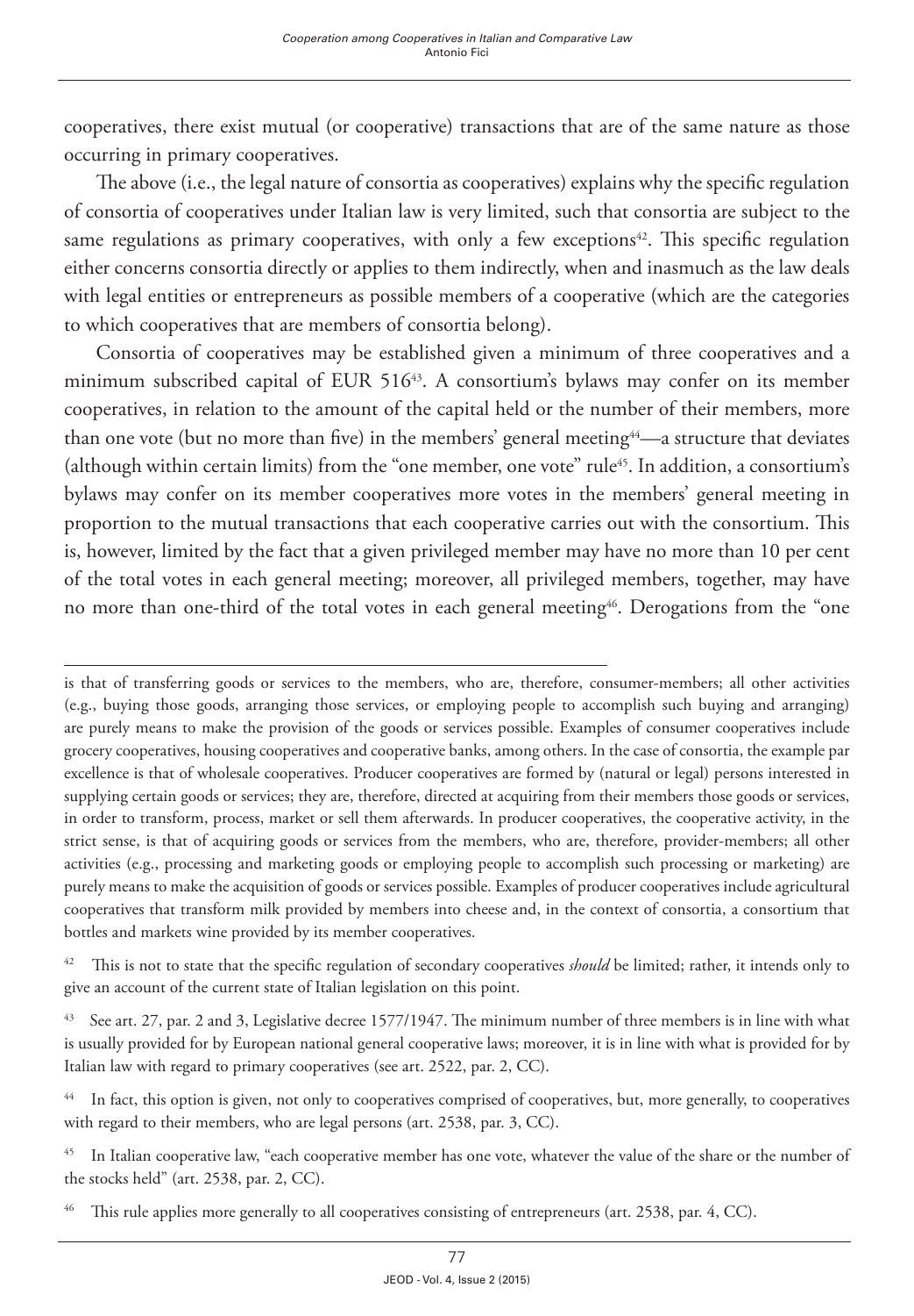cooperatives, there exist mutual (or cooperative) transactions that are of the same nature as those occurring in primary cooperatives.

The above (i.e., the legal nature of consortia as cooperatives) explains why the specific regulation of consortia of cooperatives under Italian law is very limited, such that consortia are subject to the same regulations as primary cooperatives, with only a few exceptions[42]. This specific regulation either concerns consortia directly or applies to them indirectly, when and inasmuch as the law deals with legal entities or entrepreneurs as possible members of a cooperative (which are the categories to which cooperatives that are members of consortia belong).

Consortia of cooperatives may be established given a minimum of three cooperatives and a minimum subscribed capital of EUR 516[43]. A consortium's bylaws may confer on its member cooperatives, in relation to the amount of the capital held or the number of their members, more than one vote (but no more than five) in the members' general meeting[44]—a structure that deviates (although within certain limits) from the "one member, one vote" rule[45]. In addition, a consortium's bylaws may confer on its member cooperatives more votes in the members' general meeting in proportion to the mutual transactions that each cooperative carries out with the consortium. This is, however, limited by the fact that a given privileged member may have no more than 10 per cent of the total votes in each general meeting; moreover, all privileged members, together, may have no more than one-third of the total votes in each general meeting[46]. Derogations from the "one

---

is that of transferring goods or services to the members, who are, therefore, consumer-members; all other activities (e.g., buying those goods, arranging those services, or employing people to accomplish such buying and arranging) are purely means to make the provision of the goods or services possible. Examples of consumer cooperatives include grocery cooperatives, housing cooperatives and cooperative banks, among others. In the case of consortia, the example par excellence is that of wholesale cooperatives. Producer cooperatives are formed by (natural or legal) persons interested in supplying certain goods or services; they are, therefore, directed at acquiring from their members those goods or services, in order to transform, process, market or sell them afterwards. In producer cooperatives, the cooperative activity, in the strict sense, is that of acquiring goods or services from the members, who are, therefore, provider-members; all other activities (e.g., processing and marketing goods or employing people to accomplish such processing or marketing) are purely means to make the acquisition of goods or services possible. Examples of producer cooperatives include agricultural cooperatives that transform milk provided by members into cheese and, in the context of consortia, a consortium that bottles and markets wine provided by its member cooperatives.

[42] This is not to state that the specific regulation of secondary cooperatives *should* be limited; rather, it intends only to give an account of the current state of Italian legislation on this point.

[43] See art. 27, par. 2 and 3, Legislative decree 1577/1947. The minimum number of three members is in line with what is usually provided for by European national general cooperative laws; moreover, it is in line with what is provided for by Italian law with regard to primary cooperatives (see art. 2522, par. 2, CC).

[44] In fact, this option is given, not only to cooperatives comprised of cooperatives, but, more generally, to cooperatives with regard to their members, who are legal persons (art. 2538, par. 3, CC).

[45] In Italian cooperative law, "each cooperative member has one vote, whatever the value of the share or the number of the stocks held" (art. 2538, par. 2, CC).

[46] This rule applies more generally to all cooperatives consisting of entrepreneurs (art. 2538, par. 4, CC).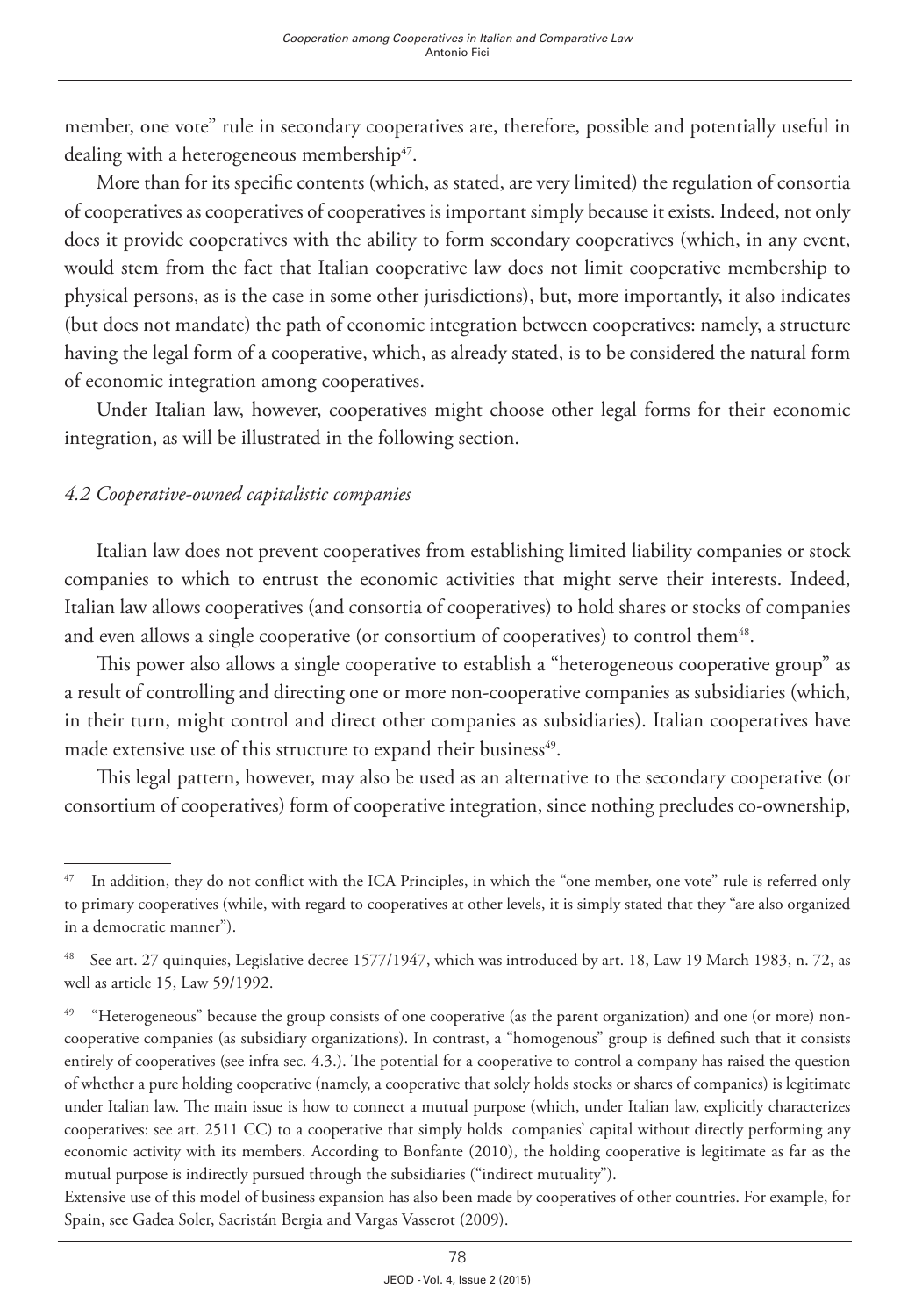member, one vote" rule in secondary cooperatives are, therefore, possible and potentially useful in dealing with a heterogeneous membership[47].

More than for its specific contents (which, as stated, are very limited) the regulation of consortia of cooperatives as cooperatives of cooperatives is important simply because it exists. Indeed, not only does it provide cooperatives with the ability to form secondary cooperatives (which, in any event, would stem from the fact that Italian cooperative law does not limit cooperative membership to physical persons, as is the case in some other jurisdictions), but, more importantly, it also indicates (but does not mandate) the path of economic integration between cooperatives: namely, a structure having the legal form of a cooperative, which, as already stated, is to be considered the natural form of economic integration among cooperatives.

Under Italian law, however, cooperatives might choose other legal forms for their economic integration, as will be illustrated in the following section.

### *4.2 Cooperative-owned capitalistic companies*

Italian law does not prevent cooperatives from establishing limited liability companies or stock companies to which to entrust the economic activities that might serve their interests. Indeed, Italian law allows cooperatives (and consortia of cooperatives) to hold shares or stocks of companies and even allows a single cooperative (or consortium of cooperatives) to control them[48].

This power also allows a single cooperative to establish a "heterogeneous cooperative group" as a result of controlling and directing one or more non-cooperative companies as subsidiaries (which, in their turn, might control and direct other companies as subsidiaries). Italian cooperatives have made extensive use of this structure to expand their business[49].

This legal pattern, however, may also be used as an alternative to the secondary cooperative (or consortium of cooperatives) form of cooperative integration, since nothing precludes co-ownership,

---

[47] In addition, they do not conflict with the ICA Principles, in which the "one member, one vote" rule is referred only to primary cooperatives (while, with regard to cooperatives at other levels, it is simply stated that they "are also organized in a democratic manner").

[48] See art. 27 quinquies, Legislative decree 1577/1947, which was introduced by art. 18, Law 19 March 1983, n. 72, as well as article 15, Law 59/1992.

[49] "Heterogeneous" because the group consists of one cooperative (as the parent organization) and one (or more) non-cooperative companies (as subsidiary organizations). In contrast, a "homogenous" group is defined such that it consists entirely of cooperatives (see infra sec. 4.3.). The potential for a cooperative to control a company has raised the question of whether a pure holding cooperative (namely, a cooperative that solely holds stocks or shares of companies) is legitimate under Italian law. The main issue is how to connect a mutual purpose (which, under Italian law, explicitly characterizes cooperatives: see art. 2511 CC) to a cooperative that simply holds companies' capital without directly performing any economic activity with its members. According to Bonfante (2010), the holding cooperative is legitimate as far as the mutual purpose is indirectly pursued through the subsidiaries ("indirect mutuality").

Extensive use of this model of business expansion has also been made by cooperatives of other countries. For example, for Spain, see Gadea Soler, Sacristán Bergia and Vargas Vasserot (2009).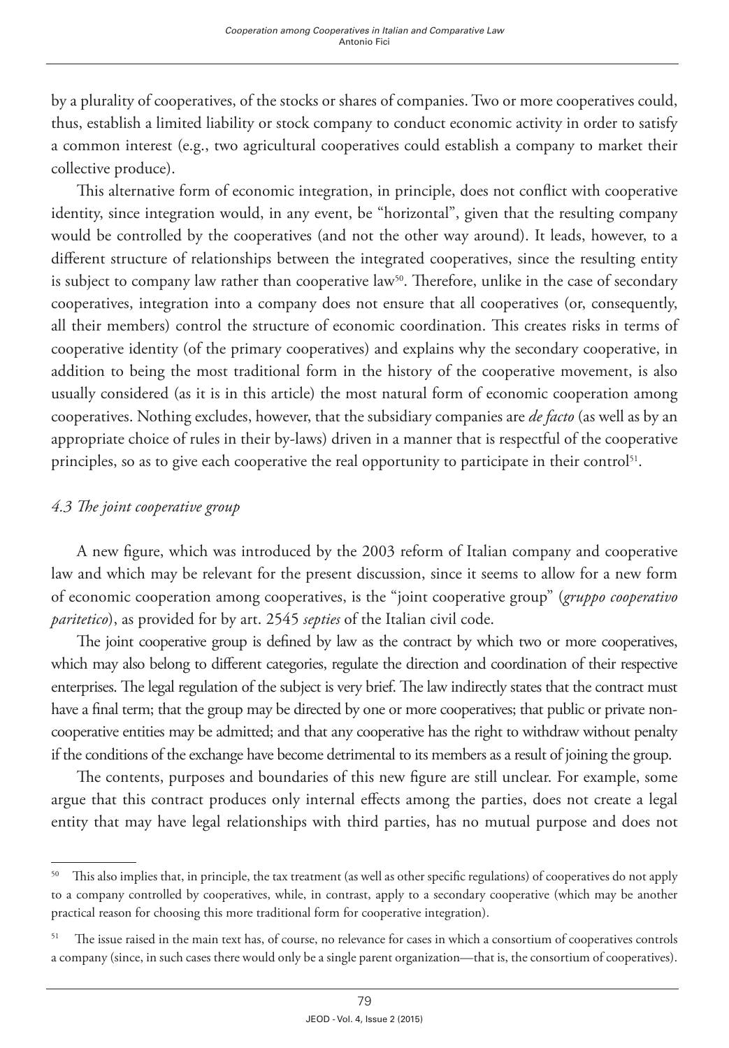by a plurality of cooperatives, of the stocks or shares of companies. Two or more cooperatives could, thus, establish a limited liability or stock company to conduct economic activity in order to satisfy a common interest (e.g., two agricultural cooperatives could establish a company to market their collective produce).

This alternative form of economic integration, in principle, does not conflict with cooperative identity, since integration would, in any event, be "horizontal", given that the resulting company would be controlled by the cooperatives (and not the other way around). It leads, however, to a different structure of relationships between the integrated cooperatives, since the resulting entity is subject to company law rather than cooperative law[50]. Therefore, unlike in the case of secondary cooperatives, integration into a company does not ensure that all cooperatives (or, consequently, all their members) control the structure of economic coordination. This creates risks in terms of cooperative identity (of the primary cooperatives) and explains why the secondary cooperative, in addition to being the most traditional form in the history of the cooperative movement, is also usually considered (as it is in this article) the most natural form of economic cooperation among cooperatives. Nothing excludes, however, that the subsidiary companies are *de facto* (as well as by an appropriate choice of rules in their by-laws) driven in a manner that is respectful of the cooperative principles, so as to give each cooperative the real opportunity to participate in their control[51].

### *4.3 The joint cooperative group*

A new figure, which was introduced by the 2003 reform of Italian company and cooperative law and which may be relevant for the present discussion, since it seems to allow for a new form of economic cooperation among cooperatives, is the "joint cooperative group" (*gruppo cooperativo paritetico*), as provided for by art. 2545 *septies* of the Italian civil code.

The joint cooperative group is defined by law as the contract by which two or more cooperatives, which may also belong to different categories, regulate the direction and coordination of their respective enterprises. The legal regulation of the subject is very brief. The law indirectly states that the contract must have a final term; that the group may be directed by one or more cooperatives; that public or private non-cooperative entities may be admitted; and that any cooperative has the right to withdraw without penalty if the conditions of the exchange have become detrimental to its members as a result of joining the group.

The contents, purposes and boundaries of this new figure are still unclear. For example, some argue that this contract produces only internal effects among the parties, does not create a legal entity that may have legal relationships with third parties, has no mutual purpose and does not

---

[50] This also implies that, in principle, the tax treatment (as well as other specific regulations) of cooperatives do not apply to a company controlled by cooperatives, while, in contrast, apply to a secondary cooperative (which may be another practical reason for choosing this more traditional form for cooperative integration).

[51] The issue raised in the main text has, of course, no relevance for cases in which a consortium of cooperatives controls a company (since, in such cases there would only be a single parent organization—that is, the consortium of cooperatives).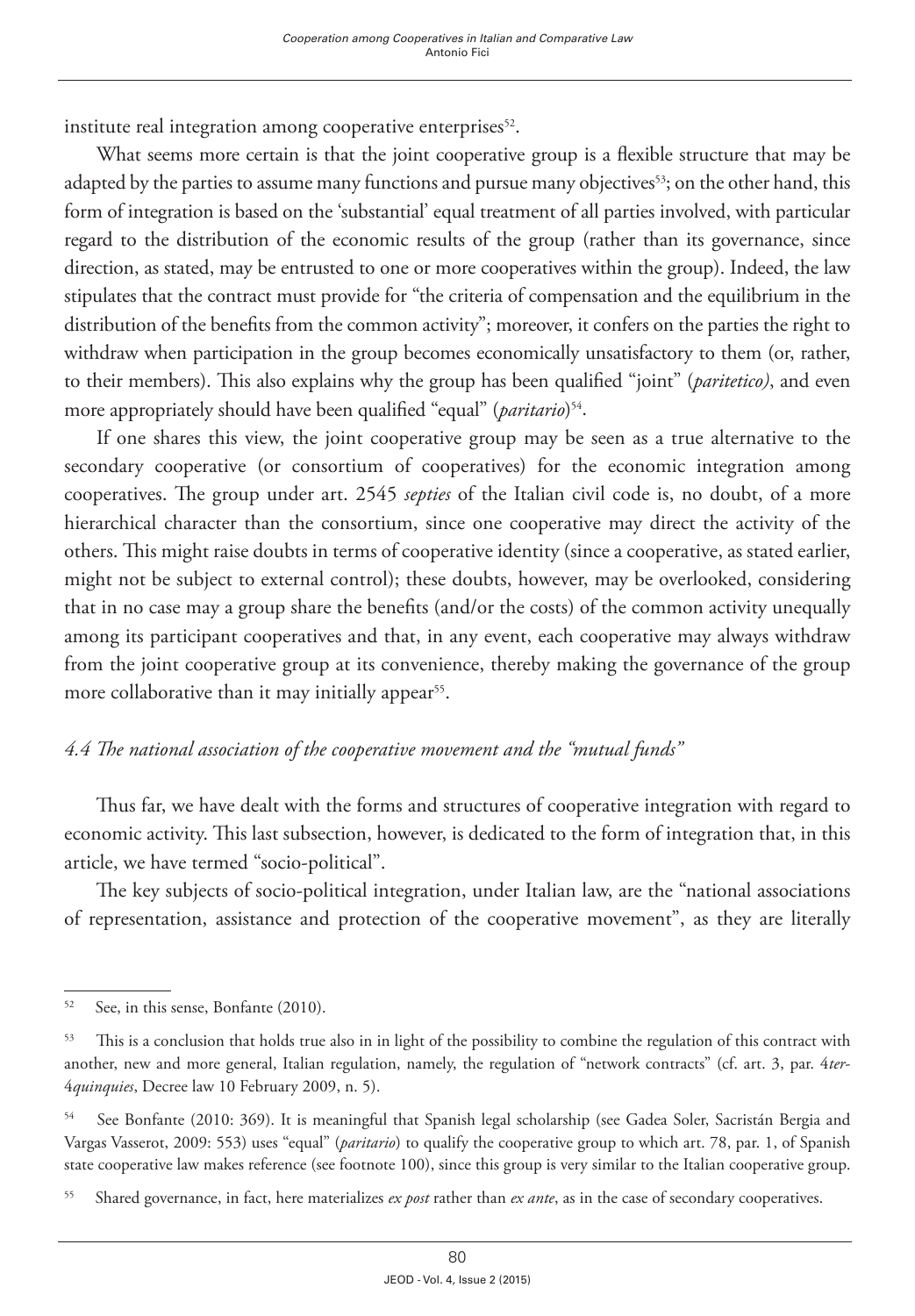institute real integration among cooperative enterprises[52].

What seems more certain is that the joint cooperative group is a flexible structure that may be adapted by the parties to assume many functions and pursue many objectives[53]; on the other hand, this form of integration is based on the 'substantial' equal treatment of all parties involved, with particular regard to the distribution of the economic results of the group (rather than its governance, since direction, as stated, may be entrusted to one or more cooperatives within the group). Indeed, the law stipulates that the contract must provide for "the criteria of compensation and the equilibrium in the distribution of the benefits from the common activity"; moreover, it confers on the parties the right to withdraw when participation in the group becomes economically unsatisfactory to them (or, rather, to their members). This also explains why the group has been qualified "joint" (*paritetico)*, and even more appropriately should have been qualified "equal" (*paritario*)[54].

If one shares this view, the joint cooperative group may be seen as a true alternative to the secondary cooperative (or consortium of cooperatives) for the economic integration among cooperatives. The group under art. 2545 *septies* of the Italian civil code is, no doubt, of a more hierarchical character than the consortium, since one cooperative may direct the activity of the others. This might raise doubts in terms of cooperative identity (since a cooperative, as stated earlier, might not be subject to external control); these doubts, however, may be overlooked, considering that in no case may a group share the benefits (and/or the costs) of the common activity unequally among its participant cooperatives and that, in any event, each cooperative may always withdraw from the joint cooperative group at its convenience, thereby making the governance of the group more collaborative than it may initially appear[55].

### *4.4 The national association of the cooperative movement and the "mutual funds"*

Thus far, we have dealt with the forms and structures of cooperative integration with regard to economic activity. This last subsection, however, is dedicated to the form of integration that, in this article, we have termed "socio-political".

The key subjects of socio-political integration, under Italian law, are the "national associations of representation, assistance and protection of the cooperative movement", as they are literally

---

[52] See, in this sense, Bonfante (2010).

[53] This is a conclusion that holds true also in in light of the possibility to combine the regulation of this contract with another, new and more general, Italian regulation, namely, the regulation of "network contracts" (cf. art. 3, par. 4*ter*-4*quinquies*, Decree law 10 February 2009, n. 5).

[54] See Bonfante (2010: 369). It is meaningful that Spanish legal scholarship (see Gadea Soler, Sacristán Bergia and Vargas Vasserot, 2009: 553) uses "equal" (*paritario*) to qualify the cooperative group to which art. 78, par. 1, of Spanish state cooperative law makes reference (see footnote 100), since this group is very similar to the Italian cooperative group.

[55] Shared governance, in fact, here materializes *ex post* rather than *ex ante*, as in the case of secondary cooperatives.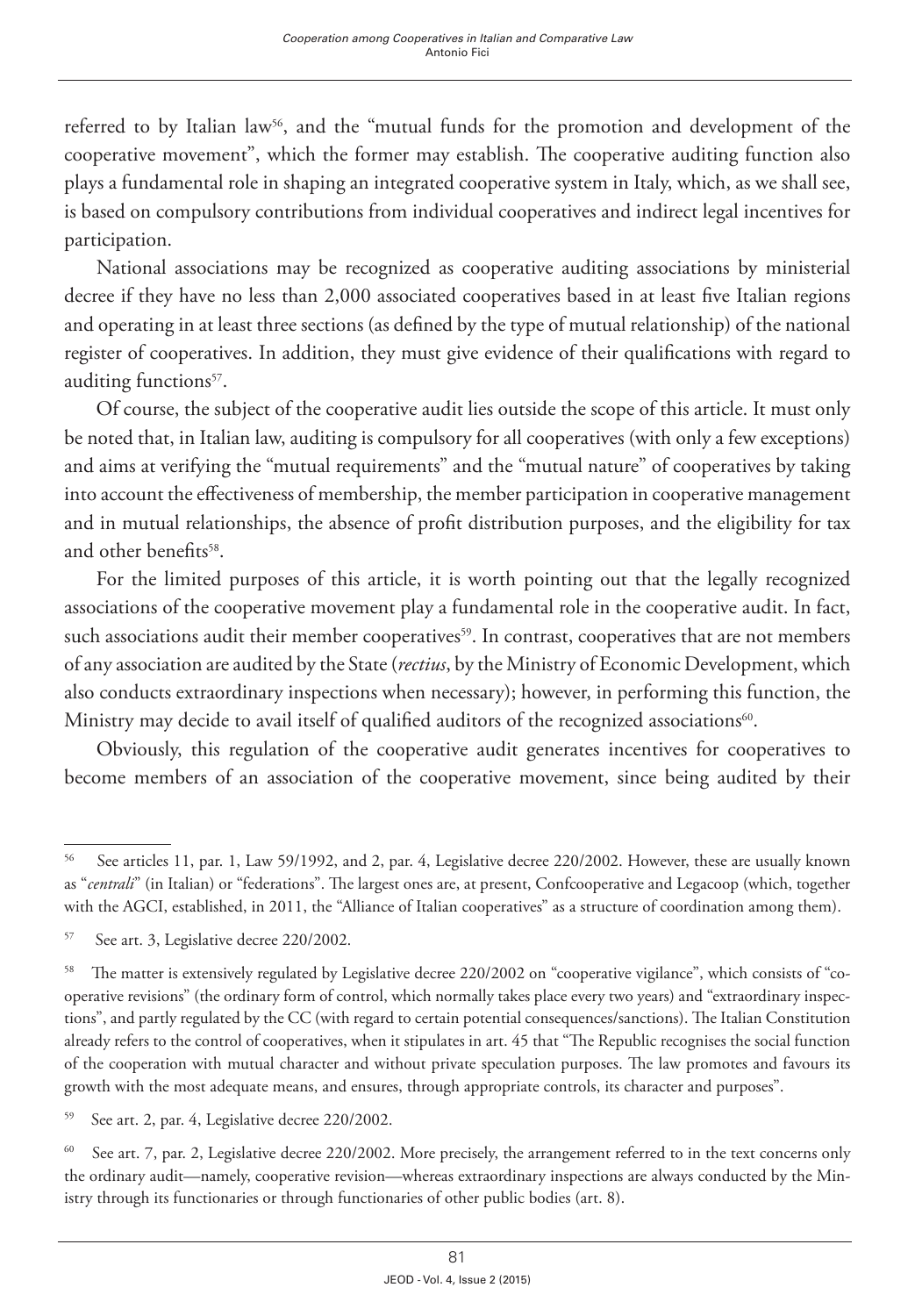referred to by Italian law[56], and the "mutual funds for the promotion and development of the cooperative movement", which the former may establish. The cooperative auditing function also plays a fundamental role in shaping an integrated cooperative system in Italy, which, as we shall see, is based on compulsory contributions from individual cooperatives and indirect legal incentives for participation.

National associations may be recognized as cooperative auditing associations by ministerial decree if they have no less than 2,000 associated cooperatives based in at least five Italian regions and operating in at least three sections (as defined by the type of mutual relationship) of the national register of cooperatives. In addition, they must give evidence of their qualifications with regard to auditing functions[57].

Of course, the subject of the cooperative audit lies outside the scope of this article. It must only be noted that, in Italian law, auditing is compulsory for all cooperatives (with only a few exceptions) and aims at verifying the "mutual requirements" and the "mutual nature" of cooperatives by taking into account the effectiveness of membership, the member participation in cooperative management and in mutual relationships, the absence of profit distribution purposes, and the eligibility for tax and other benefits[58].

For the limited purposes of this article, it is worth pointing out that the legally recognized associations of the cooperative movement play a fundamental role in the cooperative audit. In fact, such associations audit their member cooperatives[59]. In contrast, cooperatives that are not members of any association are audited by the State (*rectius*, by the Ministry of Economic Development, which also conducts extraordinary inspections when necessary); however, in performing this function, the Ministry may decide to avail itself of qualified auditors of the recognized associations[60].

Obviously, this regulation of the cooperative audit generates incentives for cooperatives to become members of an association of the cooperative movement, since being audited by their

---

[56] See articles 11, par. 1, Law 59/1992, and 2, par. 4, Legislative decree 220/2002. However, these are usually known as "*centrali*" (in Italian) or "federations". The largest ones are, at present, Confcooperative and Legacoop (which, together with the AGCI, established, in 2011, the "Alliance of Italian cooperatives" as a structure of coordination among them).

[57] See art. 3, Legislative decree 220/2002.

[58] The matter is extensively regulated by Legislative decree 220/2002 on "cooperative vigilance", which consists of "cooperative revisions" (the ordinary form of control, which normally takes place every two years) and "extraordinary inspections", and partly regulated by the CC (with regard to certain potential consequences/sanctions). The Italian Constitution already refers to the control of cooperatives, when it stipulates in art. 45 that "The Republic recognises the social function of the cooperation with mutual character and without private speculation purposes. The law promotes and favours its growth with the most adequate means, and ensures, through appropriate controls, its character and purposes".

[59] See art. 2, par. 4, Legislative decree 220/2002.

[60] See art. 7, par. 2, Legislative decree 220/2002. More precisely, the arrangement referred to in the text concerns only the ordinary audit—namely, cooperative revision—whereas extraordinary inspections are always conducted by the Ministry through its functionaries or through functionaries of other public bodies (art. 8).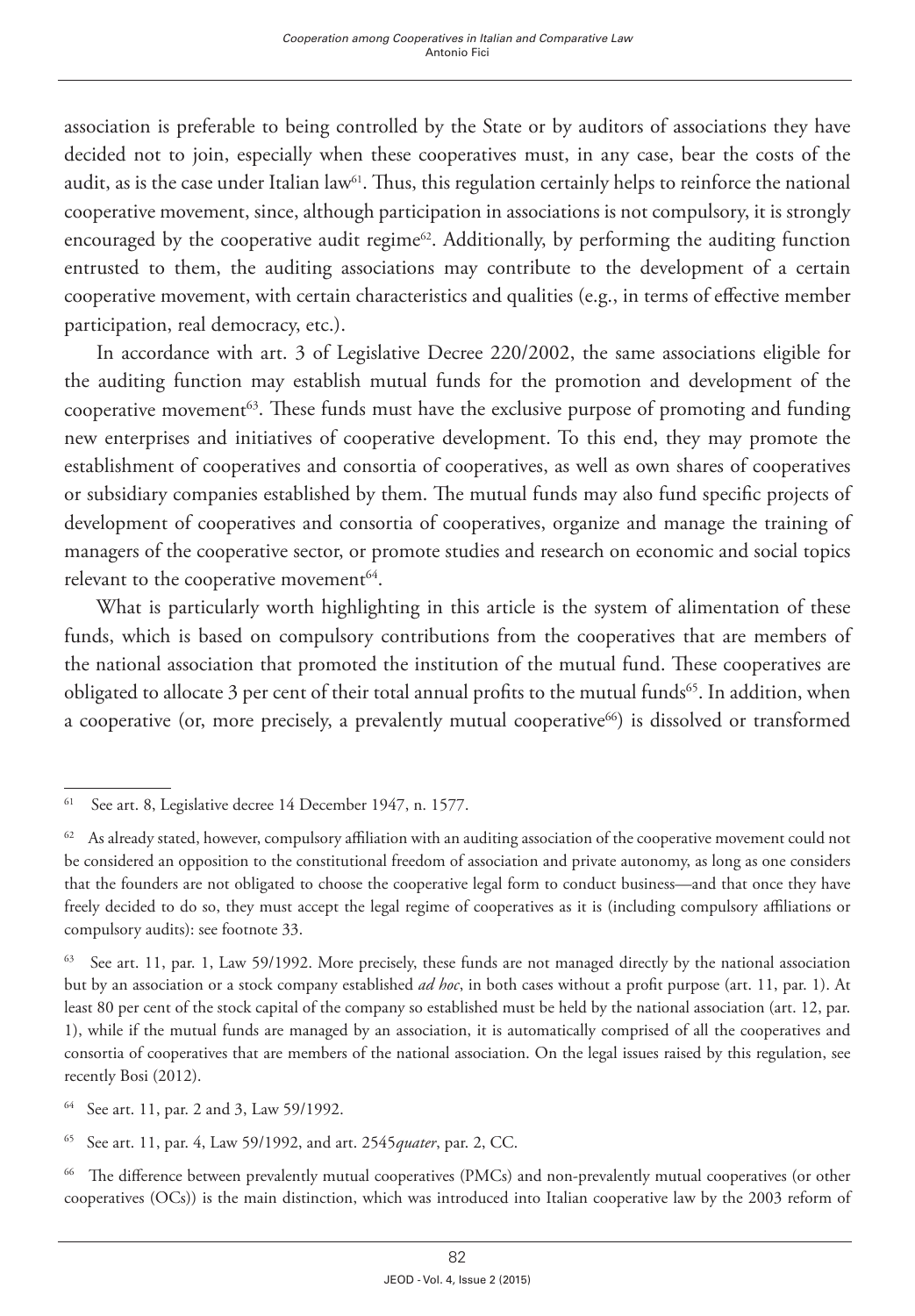association is preferable to being controlled by the State or by auditors of associations they have decided not to join, especially when these cooperatives must, in any case, bear the costs of the audit, as is the case under Italian law[61]. Thus, this regulation certainly helps to reinforce the national cooperative movement, since, although participation in associations is not compulsory, it is strongly encouraged by the cooperative audit regime[62]. Additionally, by performing the auditing function entrusted to them, the auditing associations may contribute to the development of a certain cooperative movement, with certain characteristics and qualities (e.g., in terms of effective member participation, real democracy, etc.).

In accordance with art. 3 of Legislative Decree 220/2002, the same associations eligible for the auditing function may establish mutual funds for the promotion and development of the cooperative movement[63]. These funds must have the exclusive purpose of promoting and funding new enterprises and initiatives of cooperative development. To this end, they may promote the establishment of cooperatives and consortia of cooperatives, as well as own shares of cooperatives or subsidiary companies established by them. The mutual funds may also fund specific projects of development of cooperatives and consortia of cooperatives, organize and manage the training of managers of the cooperative sector, or promote studies and research on economic and social topics relevant to the cooperative movement[64].

What is particularly worth highlighting in this article is the system of alimentation of these funds, which is based on compulsory contributions from the cooperatives that are members of the national association that promoted the institution of the mutual fund. These cooperatives are obligated to allocate 3 per cent of their total annual profits to the mutual funds[65]. In addition, when a cooperative (or, more precisely, a prevalently mutual cooperative[66]) is dissolved or transformed

---

[61] See art. 8, Legislative decree 14 December 1947, n. 1577.

[62] As already stated, however, compulsory affiliation with an auditing association of the cooperative movement could not be considered an opposition to the constitutional freedom of association and private autonomy, as long as one considers that the founders are not obligated to choose the cooperative legal form to conduct business—and that once they have freely decided to do so, they must accept the legal regime of cooperatives as it is (including compulsory affiliations or compulsory audits): see footnote 33.

[63] See art. 11, par. 1, Law 59/1992. More precisely, these funds are not managed directly by the national association but by an association or a stock company established *ad hoc*, in both cases without a profit purpose (art. 11, par. 1). At least 80 per cent of the stock capital of the company so established must be held by the national association (art. 12, par. 1), while if the mutual funds are managed by an association, it is automatically comprised of all the cooperatives and consortia of cooperatives that are members of the national association. On the legal issues raised by this regulation, see recently Bosi (2012).

[64] See art. 11, par. 2 and 3, Law 59/1992.

[65] See art. 11, par. 4, Law 59/1992, and art. 2545*quater*, par. 2, CC.

[66] The difference between prevalently mutual cooperatives (PMCs) and non-prevalently mutual cooperatives (or other cooperatives (OCs)) is the main distinction, which was introduced into Italian cooperative law by the 2003 reform of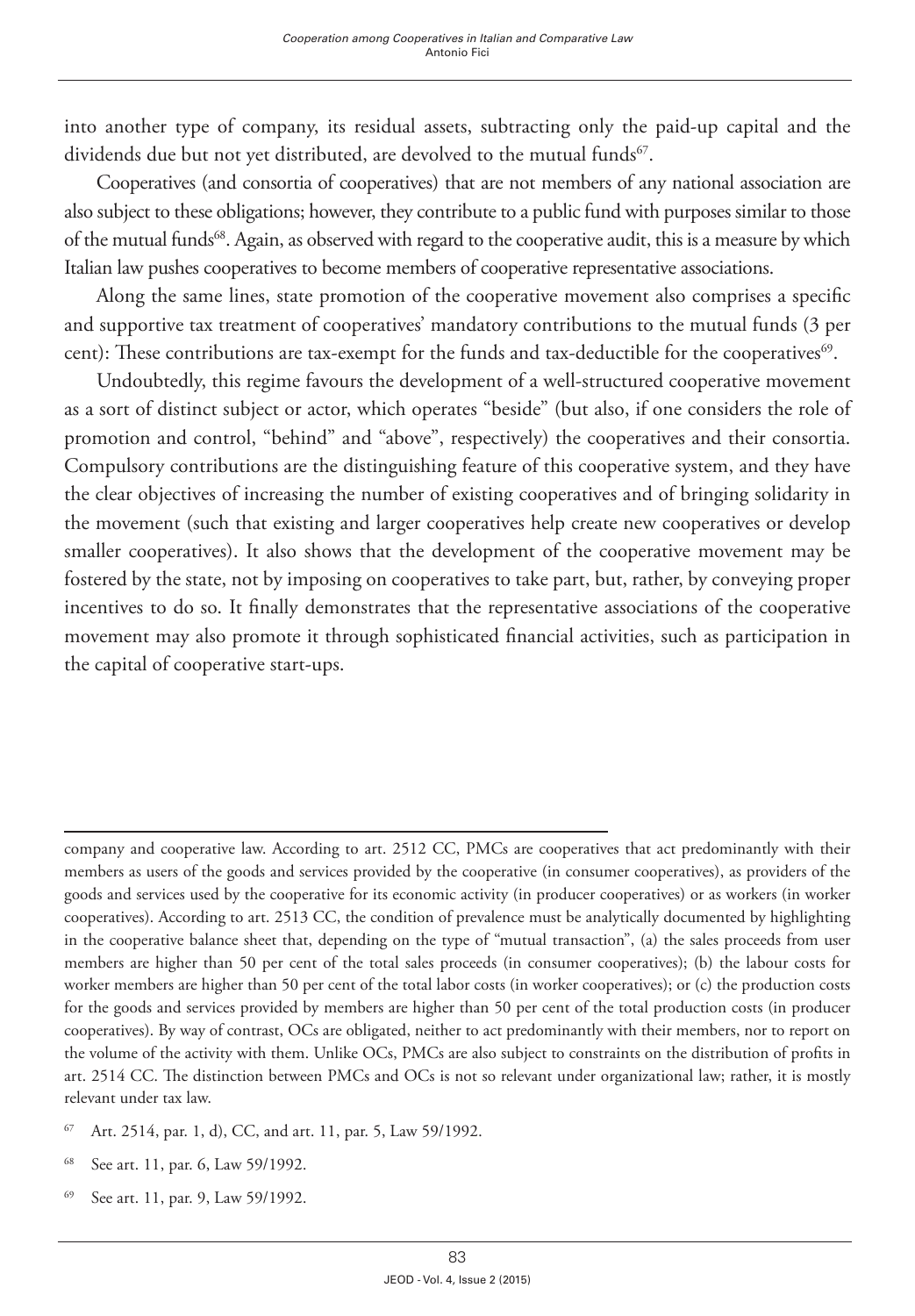into another type of company, its residual assets, subtracting only the paid-up capital and the dividends due but not yet distributed, are devolved to the mutual funds[67].

Cooperatives (and consortia of cooperatives) that are not members of any national association are also subject to these obligations; however, they contribute to a public fund with purposes similar to those of the mutual funds[68]. Again, as observed with regard to the cooperative audit, this is a measure by which Italian law pushes cooperatives to become members of cooperative representative associations.

Along the same lines, state promotion of the cooperative movement also comprises a specific and supportive tax treatment of cooperatives' mandatory contributions to the mutual funds (3 per cent): These contributions are tax-exempt for the funds and tax-deductible for the cooperatives[69].

Undoubtedly, this regime favours the development of a well-structured cooperative movement as a sort of distinct subject or actor, which operates "beside" (but also, if one considers the role of promotion and control, "behind" and "above", respectively) the cooperatives and their consortia. Compulsory contributions are the distinguishing feature of this cooperative system, and they have the clear objectives of increasing the number of existing cooperatives and of bringing solidarity in the movement (such that existing and larger cooperatives help create new cooperatives or develop smaller cooperatives). It also shows that the development of the cooperative movement may be fostered by the state, not by imposing on cooperatives to take part, but, rather, by conveying proper incentives to do so. It finally demonstrates that the representative associations of the cooperative movement may also promote it through sophisticated financial activities, such as participation in the capital of cooperative start-ups.

---

company and cooperative law. According to art. 2512 CC, PMCs are cooperatives that act predominantly with their members as users of the goods and services provided by the cooperative (in consumer cooperatives), as providers of the goods and services used by the cooperative for its economic activity (in producer cooperatives) or as workers (in worker cooperatives). According to art. 2513 CC, the condition of prevalence must be analytically documented by highlighting in the cooperative balance sheet that, depending on the type of "mutual transaction", (a) the sales proceeds from user members are higher than 50 per cent of the total sales proceeds (in consumer cooperatives); (b) the labour costs for worker members are higher than 50 per cent of the total labor costs (in worker cooperatives); or (c) the production costs for the goods and services provided by members are higher than 50 per cent of the total production costs (in producer cooperatives). By way of contrast, OCs are obligated, neither to act predominantly with their members, nor to report on the volume of the activity with them. Unlike OCs, PMCs are also subject to constraints on the distribution of profits in art. 2514 CC. The distinction between PMCs and OCs is not so relevant under organizational law; rather, it is mostly relevant under tax law.

[67] Art. 2514, par. 1, d), CC, and art. 11, par. 5, Law 59/1992.

[68] See art. 11, par. 6, Law 59/1992.

[69] See art. 11, par. 9, Law 59/1992.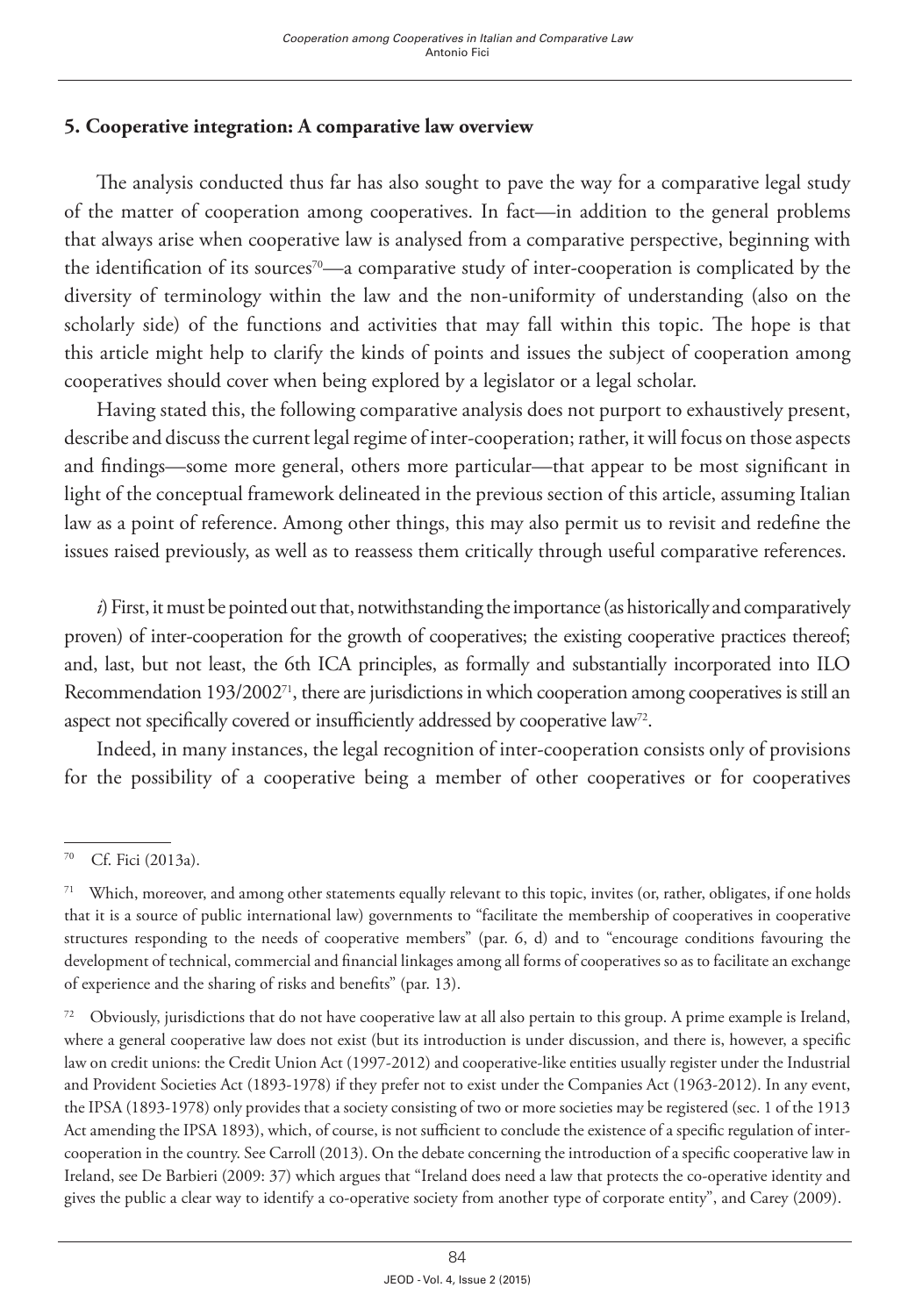## 5. Cooperative integration: A comparative law overview

The analysis conducted thus far has also sought to pave the way for a comparative legal study of the matter of cooperation among cooperatives. In fact—in addition to the general problems that always arise when cooperative law is analysed from a comparative perspective, beginning with the identification of its sources[70]—a comparative study of inter-cooperation is complicated by the diversity of terminology within the law and the non-uniformity of understanding (also on the scholarly side) of the functions and activities that may fall within this topic. The hope is that this article might help to clarify the kinds of points and issues the subject of cooperation among cooperatives should cover when being explored by a legislator or a legal scholar.

Having stated this, the following comparative analysis does not purport to exhaustively present, describe and discuss the current legal regime of inter-cooperation; rather, it will focus on those aspects and findings—some more general, others more particular—that appear to be most significant in light of the conceptual framework delineated in the previous section of this article, assuming Italian law as a point of reference. Among other things, this may also permit us to revisit and redefine the issues raised previously, as well as to reassess them critically through useful comparative references.

*i*) First, it must be pointed out that, notwithstanding the importance (as historically and comparatively proven) of inter-cooperation for the growth of cooperatives; the existing cooperative practices thereof; and, last, but not least, the 6th ICA principles, as formally and substantially incorporated into ILO Recommendation 193/2002[71], there are jurisdictions in which cooperation among cooperatives is still an aspect not specifically covered or insufficiently addressed by cooperative law[72].

Indeed, in many instances, the legal recognition of inter-cooperation consists only of provisions for the possibility of a cooperative being a member of other cooperatives or for cooperatives

---

[70] Cf. Fici (2013a).

[71] Which, moreover, and among other statements equally relevant to this topic, invites (or, rather, obligates, if one holds that it is a source of public international law) governments to "facilitate the membership of cooperatives in cooperative structures responding to the needs of cooperative members" (par. 6, d) and to "encourage conditions favouring the development of technical, commercial and financial linkages among all forms of cooperatives so as to facilitate an exchange of experience and the sharing of risks and benefits" (par. 13).

[72] Obviously, jurisdictions that do not have cooperative law at all also pertain to this group. A prime example is Ireland, where a general cooperative law does not exist (but its introduction is under discussion, and there is, however, a specific law on credit unions: the Credit Union Act (1997-2012) and cooperative-like entities usually register under the Industrial and Provident Societies Act (1893-1978) if they prefer not to exist under the Companies Act (1963-2012). In any event, the IPSA (1893-1978) only provides that a society consisting of two or more societies may be registered (sec. 1 of the 1913 Act amending the IPSA 1893), which, of course, is not sufficient to conclude the existence of a specific regulation of inter-cooperation in the country. See Carroll (2013). On the debate concerning the introduction of a specific cooperative law in Ireland, see De Barbieri (2009: 37) which argues that "Ireland does need a law that protects the co-operative identity and gives the public a clear way to identify a co-operative society from another type of corporate entity", and Carey (2009).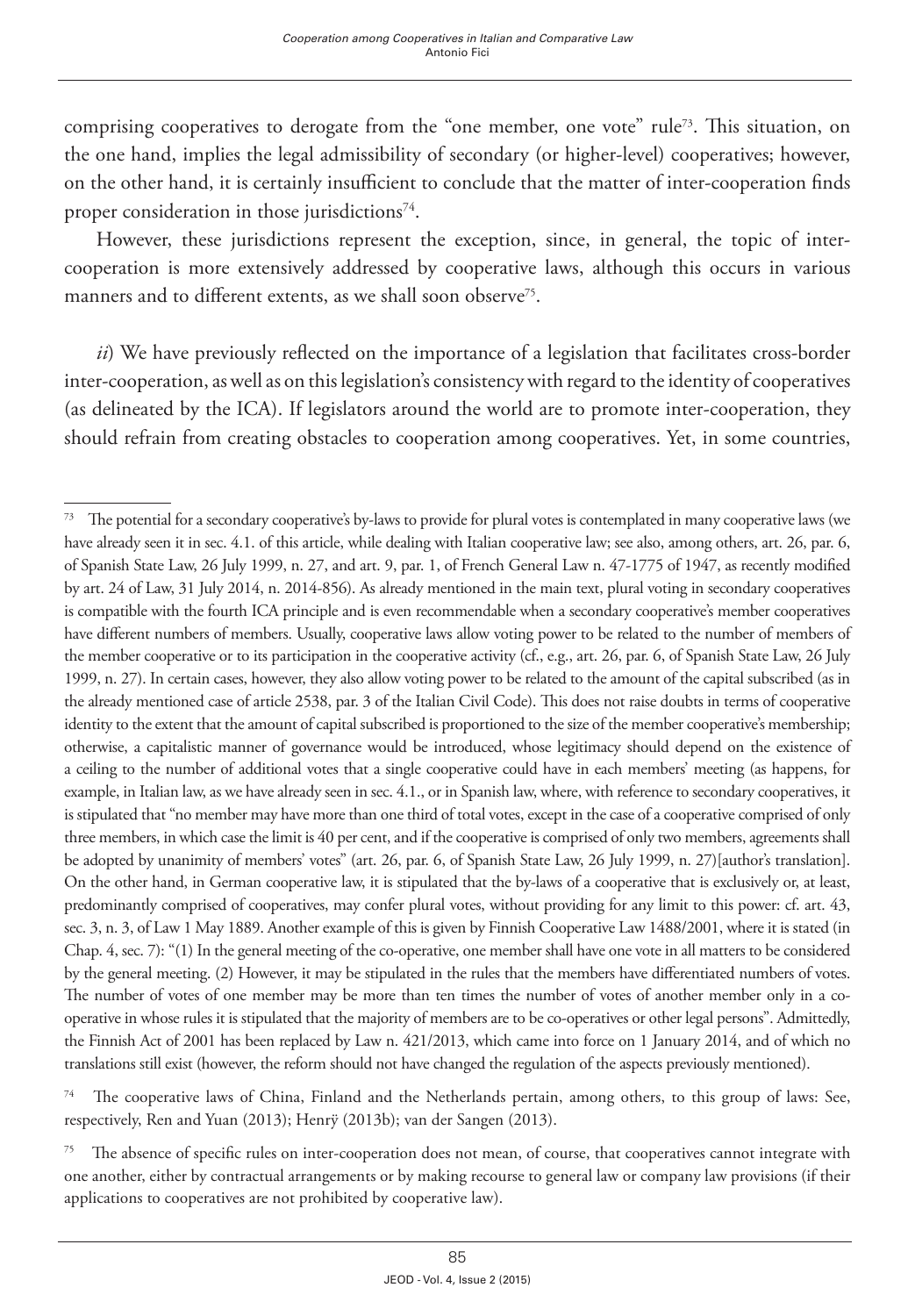comprising cooperatives to derogate from the "one member, one vote" rule[73]. This situation, on the one hand, implies the legal admissibility of secondary (or higher-level) cooperatives; however, on the other hand, it is certainly insufficient to conclude that the matter of inter-cooperation finds proper consideration in those jurisdictions[74].

However, these jurisdictions represent the exception, since, in general, the topic of inter-cooperation is more extensively addressed by cooperative laws, although this occurs in various manners and to different extents, as we shall soon observe[75].

*ii*) We have previously reflected on the importance of a legislation that facilitates cross-border inter-cooperation, as well as on this legislation's consistency with regard to the identity of cooperatives (as delineated by the ICA). If legislators around the world are to promote inter-cooperation, they should refrain from creating obstacles to cooperation among cooperatives. Yet, in some countries,

---

[73] The potential for a secondary cooperative's by-laws to provide for plural votes is contemplated in many cooperative laws (we have already seen it in sec. 4.1. of this article, while dealing with Italian cooperative law; see also, among others, art. 26, par. 6, of Spanish State Law, 26 July 1999, n. 27, and art. 9, par. 1, of French General Law n. 47-1775 of 1947, as recently modified by art. 24 of Law, 31 July 2014, n. 2014-856). As already mentioned in the main text, plural voting in secondary cooperatives is compatible with the fourth ICA principle and is even recommendable when a secondary cooperative's member cooperatives have different numbers of members. Usually, cooperative laws allow voting power to be related to the number of members of the member cooperative or to its participation in the cooperative activity (cf., e.g., art. 26, par. 6, of Spanish State Law, 26 July 1999, n. 27). In certain cases, however, they also allow voting power to be related to the amount of the capital subscribed (as in the already mentioned case of article 2538, par. 3 of the Italian Civil Code). This does not raise doubts in terms of cooperative identity to the extent that the amount of capital subscribed is proportioned to the size of the member cooperative's membership; otherwise, a capitalistic manner of governance would be introduced, whose legitimacy should depend on the existence of a ceiling to the number of additional votes that a single cooperative could have in each members' meeting (as happens, for example, in Italian law, as we have already seen in sec. 4.1., or in Spanish law, where, with reference to secondary cooperatives, it is stipulated that "no member may have more than one third of total votes, except in the case of a cooperative comprised of only three members, in which case the limit is 40 per cent, and if the cooperative is comprised of only two members, agreements shall be adopted by unanimity of members' votes" (art. 26, par. 6, of Spanish State Law, 26 July 1999, n. 27)[author's translation]. On the other hand, in German cooperative law, it is stipulated that the by-laws of a cooperative that is exclusively or, at least, predominantly comprised of cooperatives, may confer plural votes, without providing for any limit to this power: cf. art. 43, sec. 3, n. 3, of Law 1 May 1889. Another example of this is given by Finnish Cooperative Law 1488/2001, where it is stated (in Chap. 4, sec. 7): "(1) In the general meeting of the co-operative, one member shall have one vote in all matters to be considered by the general meeting. (2) However, it may be stipulated in the rules that the members have differentiated numbers of votes. The number of votes of one member may be more than ten times the number of votes of another member only in a co-operative in whose rules it is stipulated that the majority of members are to be co-operatives or other legal persons". Admittedly, the Finnish Act of 2001 has been replaced by Law n. 421/2013, which came into force on 1 January 2014, and of which no translations still exist (however, the reform should not have changed the regulation of the aspects previously mentioned).

[74] The cooperative laws of China, Finland and the Netherlands pertain, among others, to this group of laws: See, respectively, Ren and Yuan (2013); Henrÿ (2013b); van der Sangen (2013).

[75] The absence of specific rules on inter-cooperation does not mean, of course, that cooperatives cannot integrate with one another, either by contractual arrangements or by making recourse to general law or company law provisions (if their applications to cooperatives are not prohibited by cooperative law).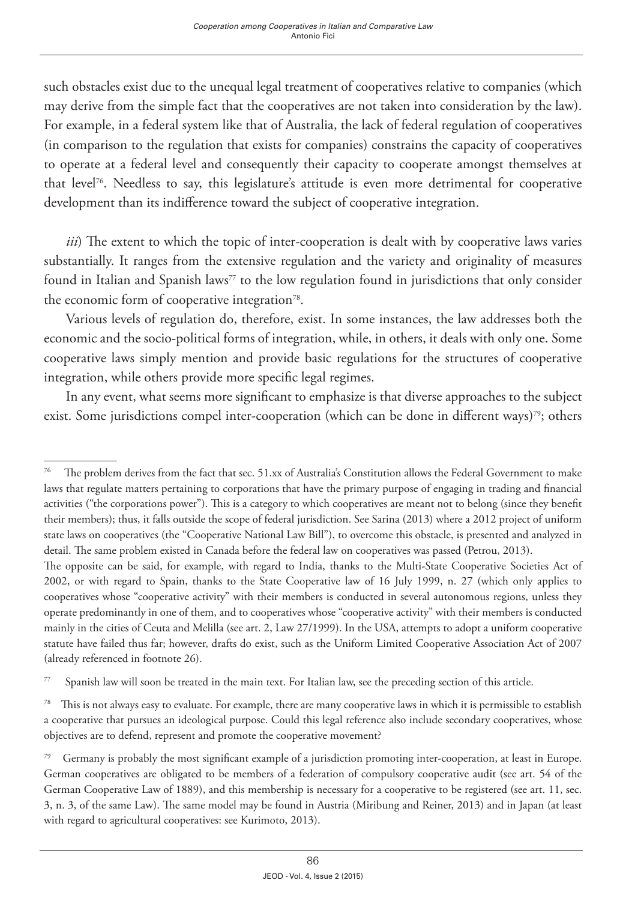such obstacles exist due to the unequal legal treatment of cooperatives relative to companies (which may derive from the simple fact that the cooperatives are not taken into consideration by the law). For example, in a federal system like that of Australia, the lack of federal regulation of cooperatives (in comparison to the regulation that exists for companies) constrains the capacity of cooperatives to operate at a federal level and consequently their capacity to cooperate amongst themselves at that level[76]. Needless to say, this legislature's attitude is even more detrimental for cooperative development than its indifference toward the subject of cooperative integration.

*iii*) The extent to which the topic of inter-cooperation is dealt with by cooperative laws varies substantially. It ranges from the extensive regulation and the variety and originality of measures found in Italian and Spanish laws[77] to the low regulation found in jurisdictions that only consider the economic form of cooperative integration[78].

Various levels of regulation do, therefore, exist. In some instances, the law addresses both the economic and the socio-political forms of integration, while, in others, it deals with only one. Some cooperative laws simply mention and provide basic regulations for the structures of cooperative integration, while others provide more specific legal regimes.

In any event, what seems more significant to emphasize is that diverse approaches to the subject exist. Some jurisdictions compel inter-cooperation (which can be done in different ways)[79]; others

---

[76] The problem derives from the fact that sec. 51.xx of Australia's Constitution allows the Federal Government to make laws that regulate matters pertaining to corporations that have the primary purpose of engaging in trading and financial activities ("the corporations power"). This is a category to which cooperatives are meant not to belong (since they benefit their members); thus, it falls outside the scope of federal jurisdiction. See Sarina (2013) where a 2012 project of uniform state laws on cooperatives (the "Cooperative National Law Bill"), to overcome this obstacle, is presented and analyzed in detail. The same problem existed in Canada before the federal law on cooperatives was passed (Petrou, 2013).
The opposite can be said, for example, with regard to India, thanks to the Multi-State Cooperative Societies Act of 2002, or with regard to Spain, thanks to the State Cooperative law of 16 July 1999, n. 27 (which only applies to cooperatives whose "cooperative activity" with their members is conducted in several autonomous regions, unless they operate predominantly in one of them, and to cooperatives whose "cooperative activity" with their members is conducted mainly in the cities of Ceuta and Melilla (see art. 2, Law 27/1999). In the USA, attempts to adopt a uniform cooperative statute have failed thus far; however, drafts do exist, such as the Uniform Limited Cooperative Association Act of 2007 (already referenced in footnote 26).

[77] Spanish law will soon be treated in the main text. For Italian law, see the preceding section of this article.

[78] This is not always easy to evaluate. For example, there are many cooperative laws in which it is permissible to establish a cooperative that pursues an ideological purpose. Could this legal reference also include secondary cooperatives, whose objectives are to defend, represent and promote the cooperative movement?

[79] Germany is probably the most significant example of a jurisdiction promoting inter-cooperation, at least in Europe. German cooperatives are obligated to be members of a federation of compulsory cooperative audit (see art. 54 of the German Cooperative Law of 1889), and this membership is necessary for a cooperative to be registered (see art. 11, sec. 3, n. 3, of the same Law). The same model may be found in Austria (Miribung and Reiner, 2013) and in Japan (at least with regard to agricultural cooperatives: see Kurimoto, 2013).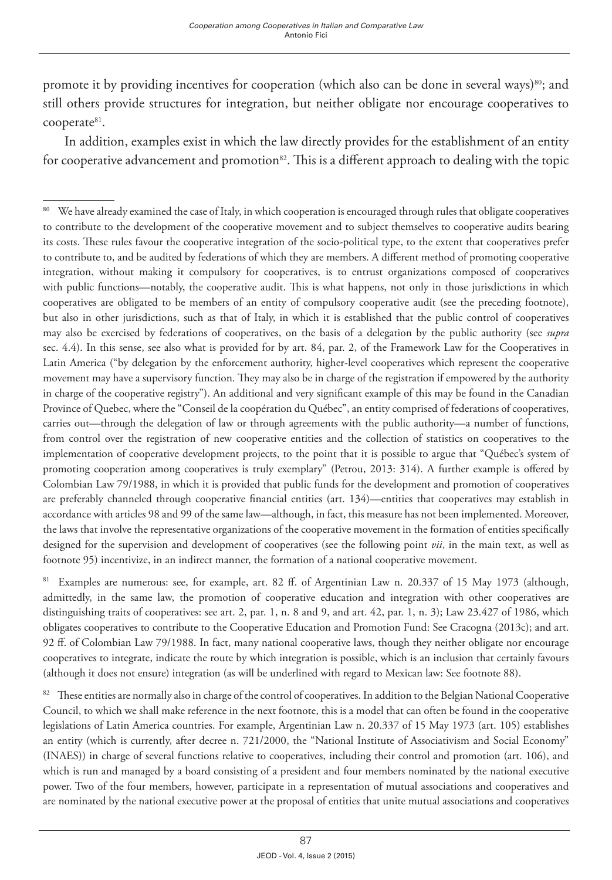promote it by providing incentives for cooperation (which also can be done in several ways)[80]; and still others provide structures for integration, but neither obligate nor encourage cooperatives to cooperate[81].

In addition, examples exist in which the law directly provides for the establishment of an entity for cooperative advancement and promotion[82]. This is a different approach to dealing with the topic

---

[80] We have already examined the case of Italy, in which cooperation is encouraged through rules that obligate cooperatives to contribute to the development of the cooperative movement and to subject themselves to cooperative audits bearing its costs. These rules favour the cooperative integration of the socio-political type, to the extent that cooperatives prefer to contribute to, and be audited by federations of which they are members. A different method of promoting cooperative integration, without making it compulsory for cooperatives, is to entrust organizations composed of cooperatives with public functions—notably, the cooperative audit. This is what happens, not only in those jurisdictions in which cooperatives are obligated to be members of an entity of compulsory cooperative audit (see the preceding footnote), but also in other jurisdictions, such as that of Italy, in which it is established that the public control of cooperatives may also be exercised by federations of cooperatives, on the basis of a delegation by the public authority (see *supra* sec. 4.4). In this sense, see also what is provided for by art. 84, par. 2, of the Framework Law for the Cooperatives in Latin America ("by delegation by the enforcement authority, higher-level cooperatives which represent the cooperative movement may have a supervisory function. They may also be in charge of the registration if empowered by the authority in charge of the cooperative registry"). An additional and very significant example of this may be found in the Canadian Province of Quebec, where the "Conseil de la coopération du Québec", an entity comprised of federations of cooperatives, carries out—through the delegation of law or through agreements with the public authority—a number of functions, from control over the registration of new cooperative entities and the collection of statistics on cooperatives to the implementation of cooperative development projects, to the point that it is possible to argue that "Québec's system of promoting cooperation among cooperatives is truly exemplary" (Petrou, 2013: 314). A further example is offered by Colombian Law 79/1988, in which it is provided that public funds for the development and promotion of cooperatives are preferably channeled through cooperative financial entities (art. 134)—entities that cooperatives may establish in accordance with articles 98 and 99 of the same law—although, in fact, this measure has not been implemented. Moreover, the laws that involve the representative organizations of the cooperative movement in the formation of entities specifically designed for the supervision and development of cooperatives (see the following point *vii*, in the main text, as well as footnote 95) incentivize, in an indirect manner, the formation of a national cooperative movement.

[81] Examples are numerous: see, for example, art. 82 ff. of Argentinian Law n. 20.337 of 15 May 1973 (although, admittedly, in the same law, the promotion of cooperative education and integration with other cooperatives are distinguishing traits of cooperatives: see art. 2, par. 1, n. 8 and 9, and art. 42, par. 1, n. 3); Law 23.427 of 1986, which obligates cooperatives to contribute to the Cooperative Education and Promotion Fund: See Cracogna (2013c); and art. 92 ff. of Colombian Law 79/1988. In fact, many national cooperative laws, though they neither obligate nor encourage cooperatives to integrate, indicate the route by which integration is possible, which is an inclusion that certainly favours (although it does not ensure) integration (as will be underlined with regard to Mexican law: See footnote 88).

[82] These entities are normally also in charge of the control of cooperatives. In addition to the Belgian National Cooperative Council, to which we shall make reference in the next footnote, this is a model that can often be found in the cooperative legislations of Latin America countries. For example, Argentinian Law n. 20.337 of 15 May 1973 (art. 105) establishes an entity (which is currently, after decree n. 721/2000, the "National Institute of Associativism and Social Economy" (INAES)) in charge of several functions relative to cooperatives, including their control and promotion (art. 106), and which is run and managed by a board consisting of a president and four members nominated by the national executive power. Two of the four members, however, participate in a representation of mutual associations and cooperatives and are nominated by the national executive power at the proposal of entities that unite mutual associations and cooperatives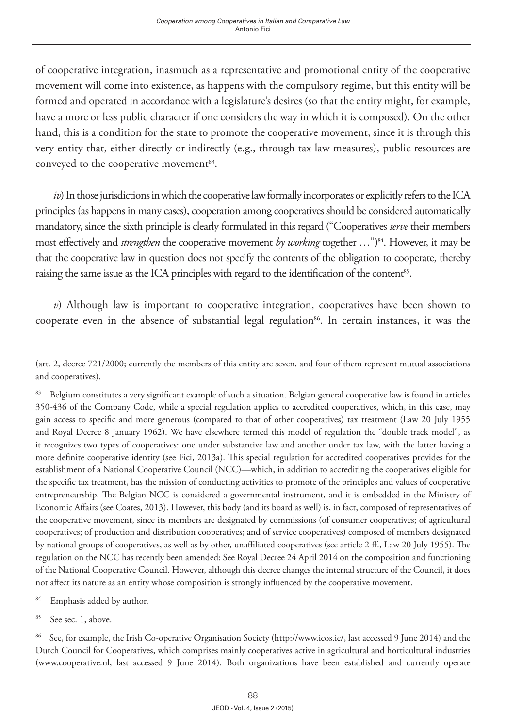of cooperative integration, inasmuch as a representative and promotional entity of the cooperative movement will come into existence, as happens with the compulsory regime, but this entity will be formed and operated in accordance with a legislature's desires (so that the entity might, for example, have a more or less public character if one considers the way in which it is composed). On the other hand, this is a condition for the state to promote the cooperative movement, since it is through this very entity that, either directly or indirectly (e.g., through tax law measures), public resources are conveyed to the cooperative movement[83].

*iv*) In those jurisdictions in which the cooperative law formally incorporates or explicitly refers to the ICA principles (as happens in many cases), cooperation among cooperatives should be considered automatically mandatory, since the sixth principle is clearly formulated in this regard ("Cooperatives *serve* their members most effectively and *strengthen* the cooperative movement *by working* together …")[84]. However, it may be that the cooperative law in question does not specify the contents of the obligation to cooperate, thereby raising the same issue as the ICA principles with regard to the identification of the content[85].

*v*) Although law is important to cooperative integration, cooperatives have been shown to cooperate even in the absence of substantial legal regulation[86]. In certain instances, it was the

---

(art. 2, decree 721/2000; currently the members of this entity are seven, and four of them represent mutual associations and cooperatives).

[83] Belgium constitutes a very significant example of such a situation. Belgian general cooperative law is found in articles 350-436 of the Company Code, while a special regulation applies to accredited cooperatives, which, in this case, may gain access to specific and more generous (compared to that of other cooperatives) tax treatment (Law 20 July 1955 and Royal Decree 8 January 1962). We have elsewhere termed this model of regulation the "double track model", as it recognizes two types of cooperatives: one under substantive law and another under tax law, with the latter having a more definite cooperative identity (see Fici, 2013a). This special regulation for accredited cooperatives provides for the establishment of a National Cooperative Council (NCC)—which, in addition to accrediting the cooperatives eligible for the specific tax treatment, has the mission of conducting activities to promote of the principles and values of cooperative entrepreneurship. The Belgian NCC is considered a governmental instrument, and it is embedded in the Ministry of Economic Affairs (see Coates, 2013). However, this body (and its board as well) is, in fact, composed of representatives of the cooperative movement, since its members are designated by commissions (of consumer cooperatives; of agricultural cooperatives; of production and distribution cooperatives; and of service cooperatives) composed of members designated by national groups of cooperatives, as well as by other, unaffiliated cooperatives (see article 2 ff., Law 20 July 1955). The regulation on the NCC has recently been amended: See Royal Decree 24 April 2014 on the composition and functioning of the National Cooperative Council. However, although this decree changes the internal structure of the Council, it does not affect its nature as an entity whose composition is strongly influenced by the cooperative movement.

[84] Emphasis added by author.

[85] See sec. 1, above.

[86] See, for example, the Irish Co-operative Organisation Society (http://www.icos.ie/, last accessed 9 June 2014) and the Dutch Council for Cooperatives, which comprises mainly cooperatives active in agricultural and horticultural industries (www.cooperative.nl, last accessed 9 June 2014). Both organizations have been established and currently operate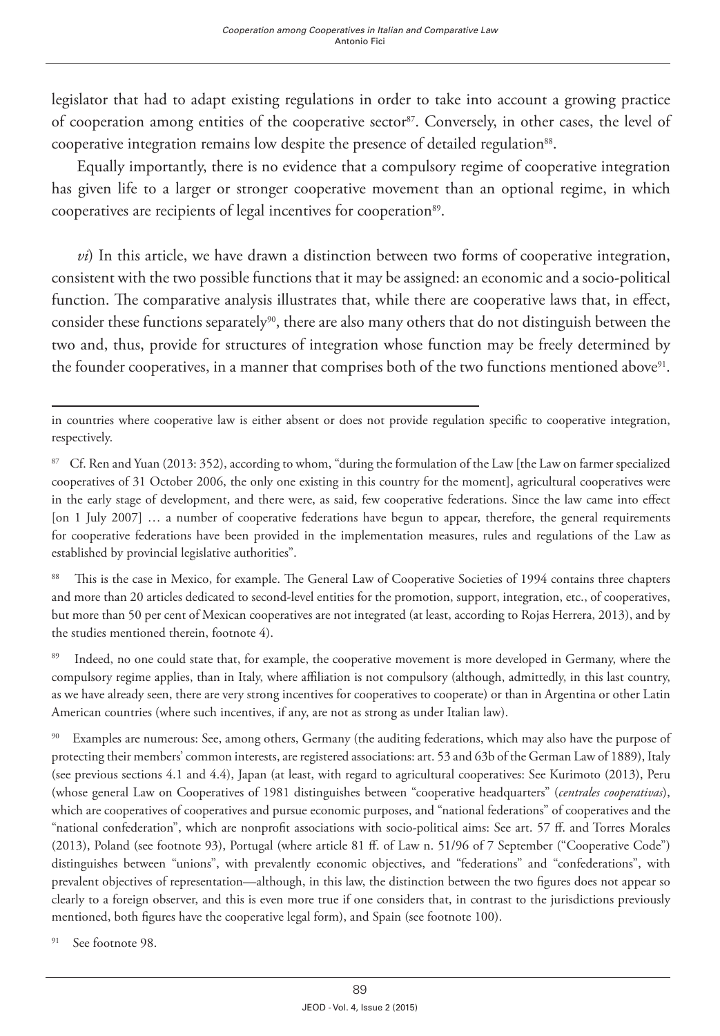legislator that had to adapt existing regulations in order to take into account a growing practice of cooperation among entities of the cooperative sector[87]. Conversely, in other cases, the level of cooperative integration remains low despite the presence of detailed regulation[88].

Equally importantly, there is no evidence that a compulsory regime of cooperative integration has given life to a larger or stronger cooperative movement than an optional regime, in which cooperatives are recipients of legal incentives for cooperation[89].

*vi*) In this article, we have drawn a distinction between two forms of cooperative integration, consistent with the two possible functions that it may be assigned: an economic and a socio-political function. The comparative analysis illustrates that, while there are cooperative laws that, in effect, consider these functions separately[90], there are also many others that do not distinguish between the two and, thus, provide for structures of integration whose function may be freely determined by the founder cooperatives, in a manner that comprises both of the two functions mentioned above[91].

---

in countries where cooperative law is either absent or does not provide regulation specific to cooperative integration, respectively.

[87] Cf. Ren and Yuan (2013: 352), according to whom, "during the formulation of the Law [the Law on farmer specialized cooperatives of 31 October 2006, the only one existing in this country for the moment], agricultural cooperatives were in the early stage of development, and there were, as said, few cooperative federations. Since the law came into effect [on 1 July 2007] … a number of cooperative federations have begun to appear, therefore, the general requirements for cooperative federations have been provided in the implementation measures, rules and regulations of the Law as established by provincial legislative authorities".

[88] This is the case in Mexico, for example. The General Law of Cooperative Societies of 1994 contains three chapters and more than 20 articles dedicated to second-level entities for the promotion, support, integration, etc., of cooperatives, but more than 50 per cent of Mexican cooperatives are not integrated (at least, according to Rojas Herrera, 2013), and by the studies mentioned therein, footnote 4).

[89] Indeed, no one could state that, for example, the cooperative movement is more developed in Germany, where the compulsory regime applies, than in Italy, where affiliation is not compulsory (although, admittedly, in this last country, as we have already seen, there are very strong incentives for cooperatives to cooperate) or than in Argentina or other Latin American countries (where such incentives, if any, are not as strong as under Italian law).

[90] Examples are numerous: See, among others, Germany (the auditing federations, which may also have the purpose of protecting their members' common interests, are registered associations: art. 53 and 63b of the German Law of 1889), Italy (see previous sections 4.1 and 4.4), Japan (at least, with regard to agricultural cooperatives: See Kurimoto (2013), Peru (whose general Law on Cooperatives of 1981 distinguishes between "cooperative headquarters" (*centrales cooperativas*), which are cooperatives of cooperatives and pursue economic purposes, and "national federations" of cooperatives and the "national confederation", which are nonprofit associations with socio-political aims: See art. 57 ff. and Torres Morales (2013), Poland (see footnote 93), Portugal (where article 81 ff. of Law n. 51/96 of 7 September ("Cooperative Code") distinguishes between "unions", with prevalently economic objectives, and "federations" and "confederations", with prevalent objectives of representation—although, in this law, the distinction between the two figures does not appear so clearly to a foreign observer, and this is even more true if one considers that, in contrast to the jurisdictions previously mentioned, both figures have the cooperative legal form), and Spain (see footnote 100).

[91] See footnote 98.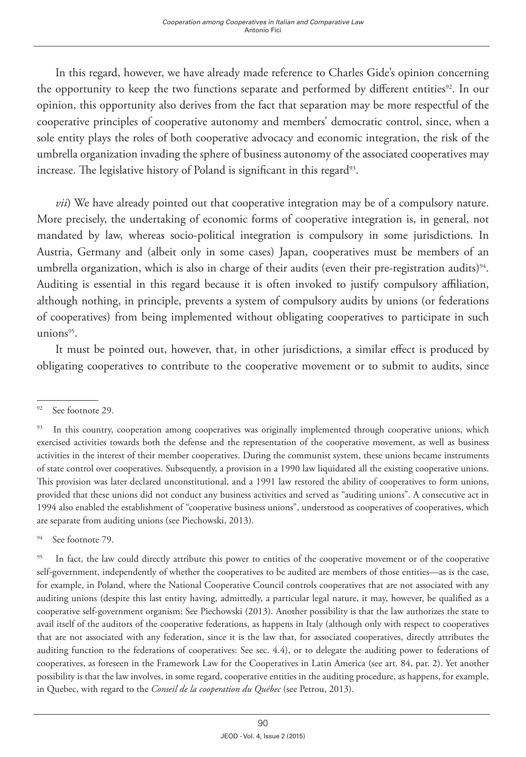In this regard, however, we have already made reference to Charles Gide's opinion concerning the opportunity to keep the two functions separate and performed by different entities[92]. In our opinion, this opportunity also derives from the fact that separation may be more respectful of the cooperative principles of cooperative autonomy and members' democratic control, since, when a sole entity plays the roles of both cooperative advocacy and economic integration, the risk of the umbrella organization invading the sphere of business autonomy of the associated cooperatives may increase. The legislative history of Poland is significant in this regard[93].

*vii*) We have already pointed out that cooperative integration may be of a compulsory nature. More precisely, the undertaking of economic forms of cooperative integration is, in general, not mandated by law, whereas socio-political integration is compulsory in some jurisdictions. In Austria, Germany and (albeit only in some cases) Japan, cooperatives must be members of an umbrella organization, which is also in charge of their audits (even their pre-registration audits)[94]. Auditing is essential in this regard because it is often invoked to justify compulsory affiliation, although nothing, in principle, prevents a system of compulsory audits by unions (or federations of cooperatives) from being implemented without obligating cooperatives to participate in such unions[95].

It must be pointed out, however, that, in other jurisdictions, a similar effect is produced by obligating cooperatives to contribute to the cooperative movement or to submit to audits, since

---

[92] See footnote 29.

[93] In this country, cooperation among cooperatives was originally implemented through cooperative unions, which exercised activities towards both the defense and the representation of the cooperative movement, as well as business activities in the interest of their member cooperatives. During the communist system, these unions became instruments of state control over cooperatives. Subsequently, a provision in a 1990 law liquidated all the existing cooperative unions. This provision was later declared unconstitutional, and a 1991 law restored the ability of cooperatives to form unions, provided that these unions did not conduct any business activities and served as "auditing unions". A consecutive act in 1994 also enabled the establishment of "cooperative business unions", understood as cooperatives of cooperatives, which are separate from auditing unions (see Piechowski, 2013).

[94] See footnote 79.

[95] In fact, the law could directly attribute this power to entities of the cooperative movement or of the cooperative self-government, independently of whether the cooperatives to be audited are members of those entities—as is the case, for example, in Poland, where the National Cooperative Council controls cooperatives that are not associated with any auditing unions (despite this last entity having, admittedly, a particular legal nature, it may, however, be qualified as a cooperative self-government organism: See Piechowski (2013). Another possibility is that the law authorizes the state to avail itself of the auditors of the cooperative federations, as happens in Italy (although only with respect to cooperatives that are not associated with any federation, since it is the law that, for associated cooperatives, directly attributes the auditing function to the federations of cooperatives: See sec. 4.4), or to delegate the auditing power to federations of cooperatives, as foreseen in the Framework Law for the Cooperatives in Latin America (see art. 84, par. 2). Yet another possibility is that the law involves, in some regard, cooperative entities in the auditing procedure, as happens, for example, in Quebec, with regard to the *Conseil de la cooperation du Québec* (see Petrou, 2013).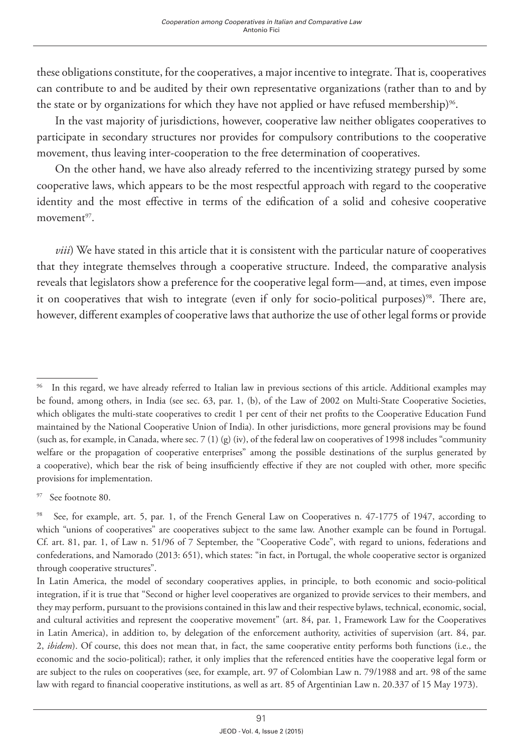these obligations constitute, for the cooperatives, a major incentive to integrate. That is, cooperatives can contribute to and be audited by their own representative organizations (rather than to and by the state or by organizations for which they have not applied or have refused membership)[96].

In the vast majority of jurisdictions, however, cooperative law neither obligates cooperatives to participate in secondary structures nor provides for compulsory contributions to the cooperative movement, thus leaving inter-cooperation to the free determination of cooperatives.

On the other hand, we have also already referred to the incentivizing strategy pursed by some cooperative laws, which appears to be the most respectful approach with regard to the cooperative identity and the most effective in terms of the edification of a solid and cohesive cooperative movement[97].

*viii*) We have stated in this article that it is consistent with the particular nature of cooperatives that they integrate themselves through a cooperative structure. Indeed, the comparative analysis reveals that legislators show a preference for the cooperative legal form—and, at times, even impose it on cooperatives that wish to integrate (even if only for socio-political purposes)[98]. There are, however, different examples of cooperative laws that authorize the use of other legal forms or provide

---

[96] In this regard, we have already referred to Italian law in previous sections of this article. Additional examples may be found, among others, in India (see sec. 63, par. 1, (b), of the Law of 2002 on Multi-State Cooperative Societies, which obligates the multi-state cooperatives to credit 1 per cent of their net profits to the Cooperative Education Fund maintained by the National Cooperative Union of India). In other jurisdictions, more general provisions may be found (such as, for example, in Canada, where sec. 7 (1) (g) (iv), of the federal law on cooperatives of 1998 includes "community welfare or the propagation of cooperative enterprises" among the possible destinations of the surplus generated by a cooperative), which bear the risk of being insufficiently effective if they are not coupled with other, more specific provisions for implementation.

[97] See footnote 80.

[98] See, for example, art. 5, par. 1, of the French General Law on Cooperatives n. 47-1775 of 1947, according to which "unions of cooperatives" are cooperatives subject to the same law. Another example can be found in Portugal. Cf. art. 81, par. 1, of Law n. 51/96 of 7 September, the "Cooperative Code", with regard to unions, federations and confederations, and Namorado (2013: 651), which states: "in fact, in Portugal, the whole cooperative sector is organized through cooperative structures".

In Latin America, the model of secondary cooperatives applies, in principle, to both economic and socio-political integration, if it is true that "Second or higher level cooperatives are organized to provide services to their members, and they may perform, pursuant to the provisions contained in this law and their respective bylaws, technical, economic, social, and cultural activities and represent the cooperative movement" (art. 84, par. 1, Framework Law for the Cooperatives in Latin America), in addition to, by delegation of the enforcement authority, activities of supervision (art. 84, par. 2, *ibidem*). Of course, this does not mean that, in fact, the same cooperative entity performs both functions (i.e., the economic and the socio-political); rather, it only implies that the referenced entities have the cooperative legal form or are subject to the rules on cooperatives (see, for example, art. 97 of Colombian Law n. 79/1988 and art. 98 of the same law with regard to financial cooperative institutions, as well as art. 85 of Argentinian Law n. 20.337 of 15 May 1973).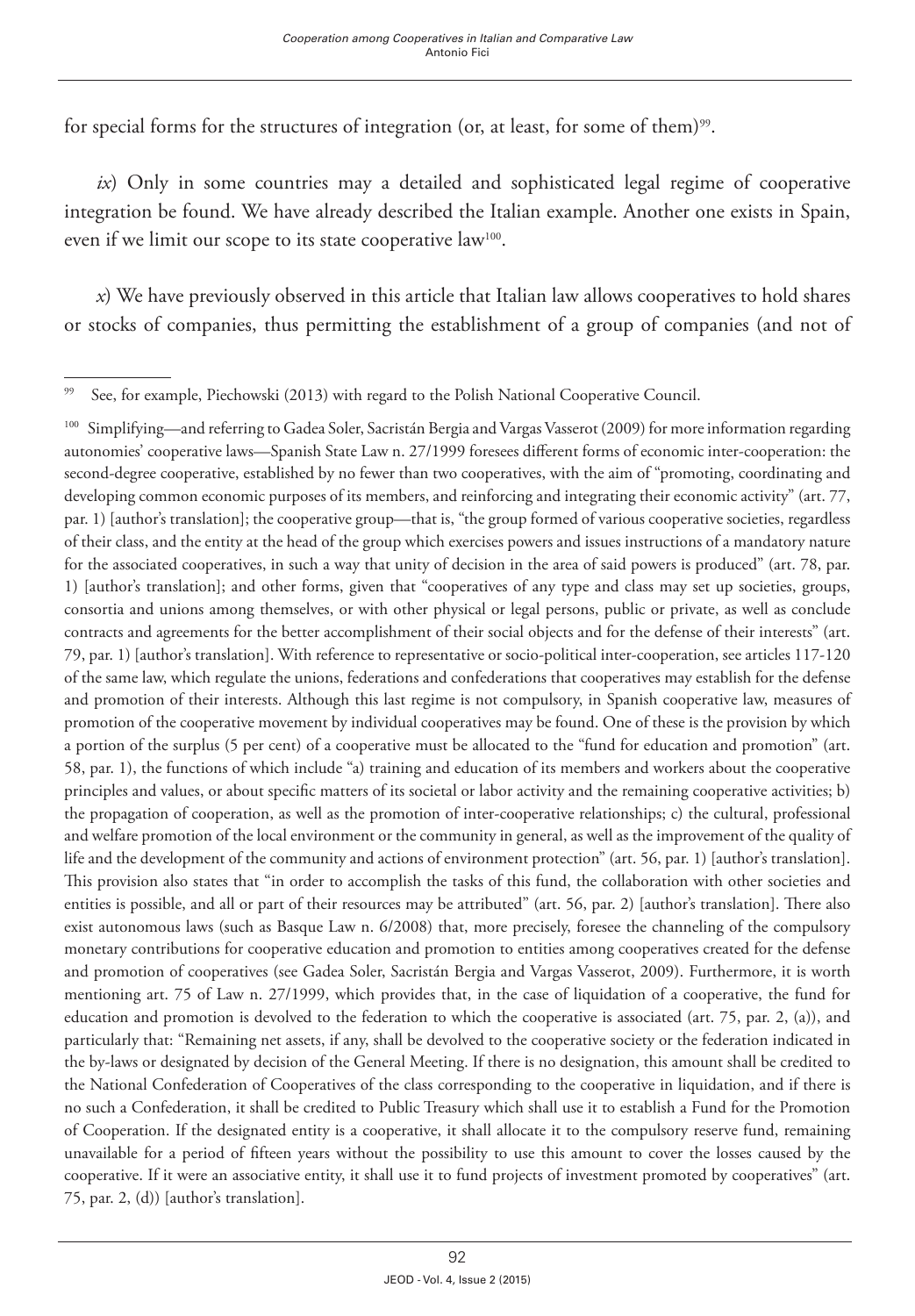for special forms for the structures of integration (or, at least, for some of them)[99].

*ix*) Only in some countries may a detailed and sophisticated legal regime of cooperative integration be found. We have already described the Italian example. Another one exists in Spain, even if we limit our scope to its state cooperative law[100].

*x*) We have previously observed in this article that Italian law allows cooperatives to hold shares or stocks of companies, thus permitting the establishment of a group of companies (and not of

---

[99] See, for example, Piechowski (2013) with regard to the Polish National Cooperative Council.

[100] Simplifying—and referring to Gadea Soler, Sacristán Bergia and Vargas Vasserot (2009) for more information regarding autonomies' cooperative laws—Spanish State Law n. 27/1999 foresees different forms of economic inter-cooperation: the second-degree cooperative, established by no fewer than two cooperatives, with the aim of "promoting, coordinating and developing common economic purposes of its members, and reinforcing and integrating their economic activity" (art. 77, par. 1) [author's translation]; the cooperative group—that is, "the group formed of various cooperative societies, regardless of their class, and the entity at the head of the group which exercises powers and issues instructions of a mandatory nature for the associated cooperatives, in such a way that unity of decision in the area of said powers is produced" (art. 78, par. 1) [author's translation]; and other forms, given that "cooperatives of any type and class may set up societies, groups, consortia and unions among themselves, or with other physical or legal persons, public or private, as well as conclude contracts and agreements for the better accomplishment of their social objects and for the defense of their interests" (art. 79, par. 1) [author's translation]. With reference to representative or socio-political inter-cooperation, see articles 117-120 of the same law, which regulate the unions, federations and confederations that cooperatives may establish for the defense and promotion of their interests. Although this last regime is not compulsory, in Spanish cooperative law, measures of promotion of the cooperative movement by individual cooperatives may be found. One of these is the provision by which a portion of the surplus (5 per cent) of a cooperative must be allocated to the "fund for education and promotion" (art. 58, par. 1), the functions of which include "a) training and education of its members and workers about the cooperative principles and values, or about specific matters of its societal or labor activity and the remaining cooperative activities; b) the propagation of cooperation, as well as the promotion of inter-cooperative relationships; c) the cultural, professional and welfare promotion of the local environment or the community in general, as well as the improvement of the quality of life and the development of the community and actions of environment protection" (art. 56, par. 1) [author's translation]. This provision also states that "in order to accomplish the tasks of this fund, the collaboration with other societies and entities is possible, and all or part of their resources may be attributed" (art. 56, par. 2) [author's translation]. There also exist autonomous laws (such as Basque Law n. 6/2008) that, more precisely, foresee the channeling of the compulsory monetary contributions for cooperative education and promotion to entities among cooperatives created for the defense and promotion of cooperatives (see Gadea Soler, Sacristán Bergia and Vargas Vasserot, 2009). Furthermore, it is worth mentioning art. 75 of Law n. 27/1999, which provides that, in the case of liquidation of a cooperative, the fund for education and promotion is devolved to the federation to which the cooperative is associated (art. 75, par. 2, (a)), and particularly that: "Remaining net assets, if any, shall be devolved to the cooperative society or the federation indicated in the by-laws or designated by decision of the General Meeting. If there is no designation, this amount shall be credited to the National Confederation of Cooperatives of the class corresponding to the cooperative in liquidation, and if there is no such a Confederation, it shall be credited to Public Treasury which shall use it to establish a Fund for the Promotion of Cooperation. If the designated entity is a cooperative, it shall allocate it to the compulsory reserve fund, remaining unavailable for a period of fifteen years without the possibility to use this amount to cover the losses caused by the cooperative. If it were an associative entity, it shall use it to fund projects of investment promoted by cooperatives" (art. 75, par. 2, (d)) [author's translation].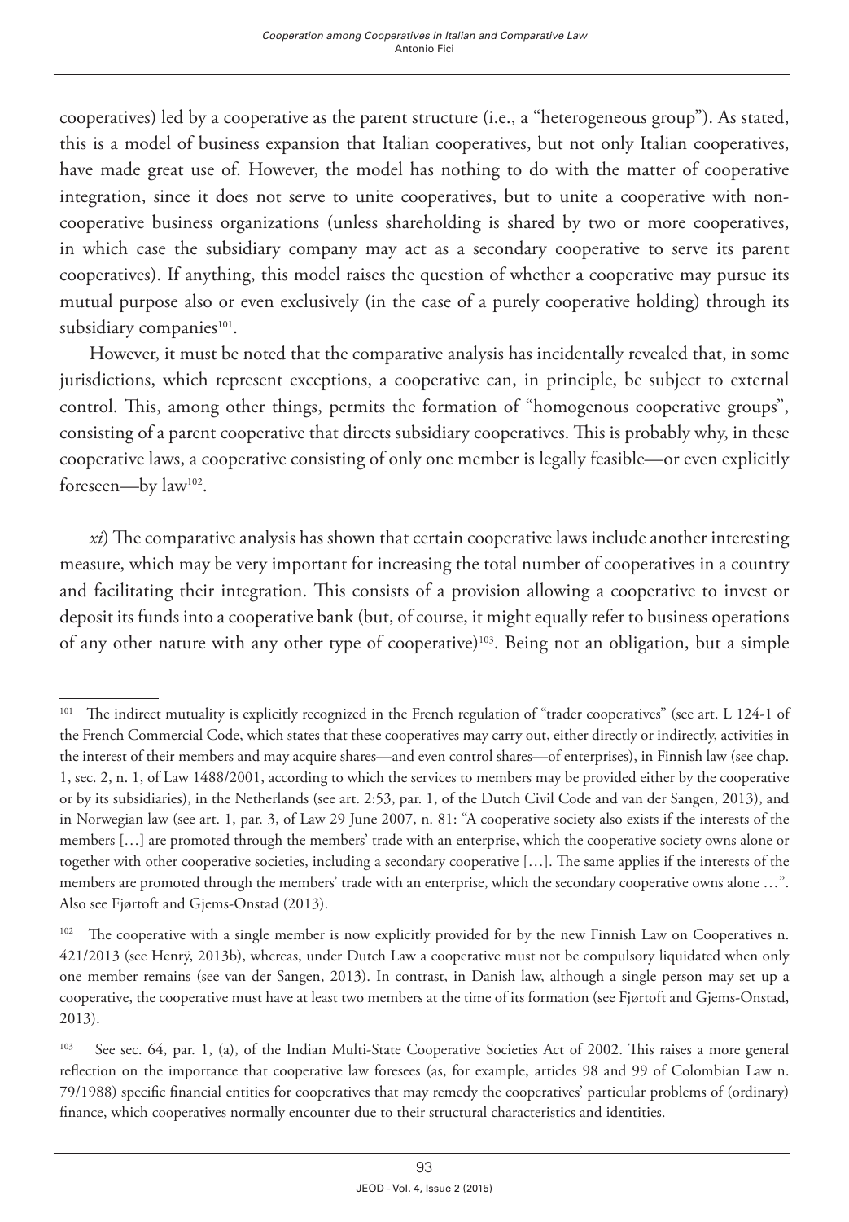cooperatives) led by a cooperative as the parent structure (i.e., a "heterogeneous group"). As stated, this is a model of business expansion that Italian cooperatives, but not only Italian cooperatives, have made great use of. However, the model has nothing to do with the matter of cooperative integration, since it does not serve to unite cooperatives, but to unite a cooperative with non-cooperative business organizations (unless shareholding is shared by two or more cooperatives, in which case the subsidiary company may act as a secondary cooperative to serve its parent cooperatives). If anything, this model raises the question of whether a cooperative may pursue its mutual purpose also or even exclusively (in the case of a purely cooperative holding) through its subsidiary companies[101].

However, it must be noted that the comparative analysis has incidentally revealed that, in some jurisdictions, which represent exceptions, a cooperative can, in principle, be subject to external control. This, among other things, permits the formation of "homogenous cooperative groups", consisting of a parent cooperative that directs subsidiary cooperatives. This is probably why, in these cooperative laws, a cooperative consisting of only one member is legally feasible—or even explicitly foreseen—by law[102].

*xi*) The comparative analysis has shown that certain cooperative laws include another interesting measure, which may be very important for increasing the total number of cooperatives in a country and facilitating their integration. This consists of a provision allowing a cooperative to invest or deposit its funds into a cooperative bank (but, of course, it might equally refer to business operations of any other nature with any other type of cooperative)[103]. Being not an obligation, but a simple

---

[101] The indirect mutuality is explicitly recognized in the French regulation of "trader cooperatives" (see art. L 124-1 of the French Commercial Code, which states that these cooperatives may carry out, either directly or indirectly, activities in the interest of their members and may acquire shares—and even control shares—of enterprises), in Finnish law (see chap. 1, sec. 2, n. 1, of Law 1488/2001, according to which the services to members may be provided either by the cooperative or by its subsidiaries), in the Netherlands (see art. 2:53, par. 1, of the Dutch Civil Code and van der Sangen, 2013), and in Norwegian law (see art. 1, par. 3, of Law 29 June 2007, n. 81: "A cooperative society also exists if the interests of the members […] are promoted through the members' trade with an enterprise, which the cooperative society owns alone or together with other cooperative societies, including a secondary cooperative […]. The same applies if the interests of the members are promoted through the members' trade with an enterprise, which the secondary cooperative owns alone …". Also see Fjørtoft and Gjems-Onstad (2013).

[102] The cooperative with a single member is now explicitly provided for by the new Finnish Law on Cooperatives n. 421/2013 (see Henrÿ, 2013b), whereas, under Dutch Law a cooperative must not be compulsory liquidated when only one member remains (see van der Sangen, 2013). In contrast, in Danish law, although a single person may set up a cooperative, the cooperative must have at least two members at the time of its formation (see Fjørtoft and Gjems-Onstad, 2013).

[103] See sec. 64, par. 1, (a), of the Indian Multi-State Cooperative Societies Act of 2002. This raises a more general reflection on the importance that cooperative law foresees (as, for example, articles 98 and 99 of Colombian Law n. 79/1988) specific financial entities for cooperatives that may remedy the cooperatives' particular problems of (ordinary) finance, which cooperatives normally encounter due to their structural characteristics and identities.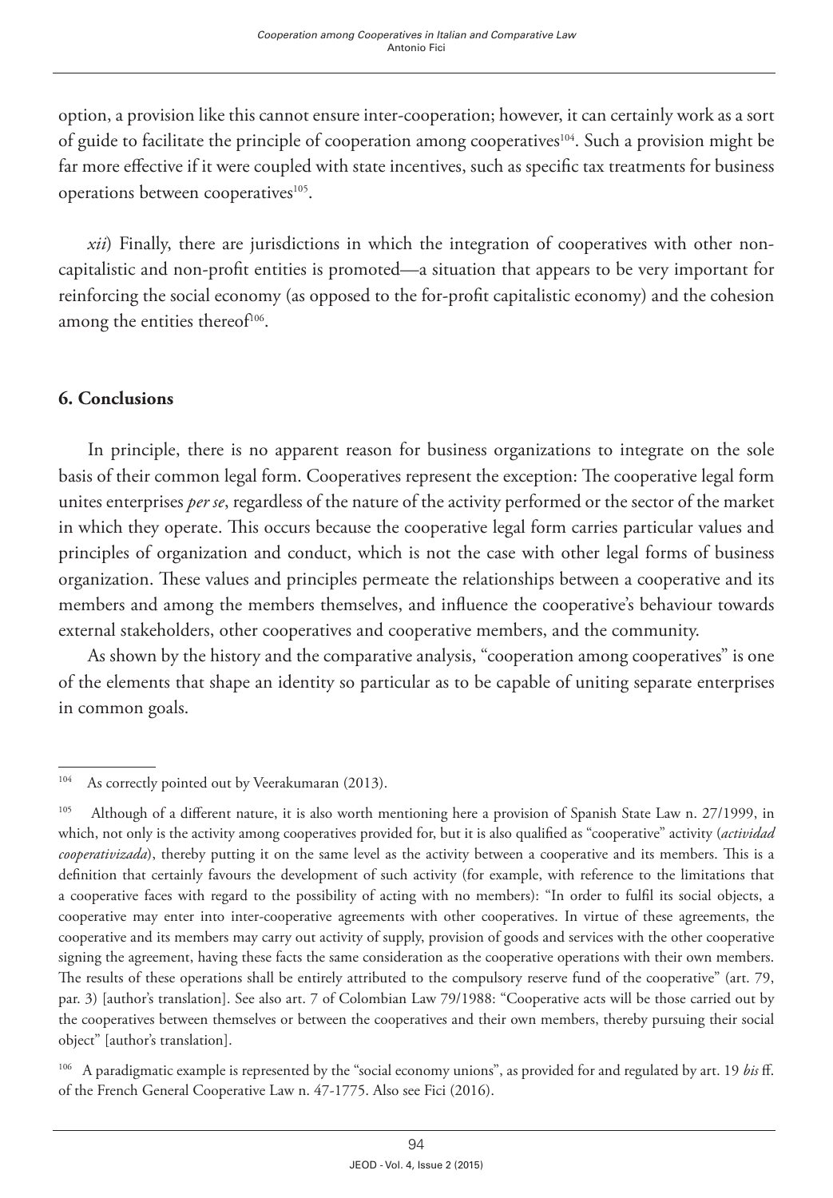option, a provision like this cannot ensure inter-cooperation; however, it can certainly work as a sort of guide to facilitate the principle of cooperation among cooperatives[104]. Such a provision might be far more effective if it were coupled with state incentives, such as specific tax treatments for business operations between cooperatives[105].

*xii*) Finally, there are jurisdictions in which the integration of cooperatives with other non-capitalistic and non-profit entities is promoted—a situation that appears to be very important for reinforcing the social economy (as opposed to the for-profit capitalistic economy) and the cohesion among the entities thereof[106].

## 6. Conclusions

In principle, there is no apparent reason for business organizations to integrate on the sole basis of their common legal form. Cooperatives represent the exception: The cooperative legal form unites enterprises *per se*, regardless of the nature of the activity performed or the sector of the market in which they operate. This occurs because the cooperative legal form carries particular values and principles of organization and conduct, which is not the case with other legal forms of business organization. These values and principles permeate the relationships between a cooperative and its members and among the members themselves, and influence the cooperative's behaviour towards external stakeholders, other cooperatives and cooperative members, and the community.

As shown by the history and the comparative analysis, "cooperation among cooperatives" is one of the elements that shape an identity so particular as to be capable of uniting separate enterprises in common goals.

---

[104] As correctly pointed out by Veerakumaran (2013).

[105] Although of a different nature, it is also worth mentioning here a provision of Spanish State Law n. 27/1999, in which, not only is the activity among cooperatives provided for, but it is also qualified as "cooperative" activity (*actividad cooperativizada*), thereby putting it on the same level as the activity between a cooperative and its members. This is a definition that certainly favours the development of such activity (for example, with reference to the limitations that a cooperative faces with regard to the possibility of acting with no members): "In order to fulfil its social objects, a cooperative may enter into inter-cooperative agreements with other cooperatives. In virtue of these agreements, the cooperative and its members may carry out activity of supply, provision of goods and services with the other cooperative signing the agreement, having these facts the same consideration as the cooperative operations with their own members. The results of these operations shall be entirely attributed to the compulsory reserve fund of the cooperative" (art. 79, par. 3) [author's translation]. See also art. 7 of Colombian Law 79/1988: "Cooperative acts will be those carried out by the cooperatives between themselves or between the cooperatives and their own members, thereby pursuing their social object" [author's translation].

[106] A paradigmatic example is represented by the "social economy unions", as provided for and regulated by art. 19 *bis* ff. of the French General Cooperative Law n. 47-1775. Also see Fici (2016).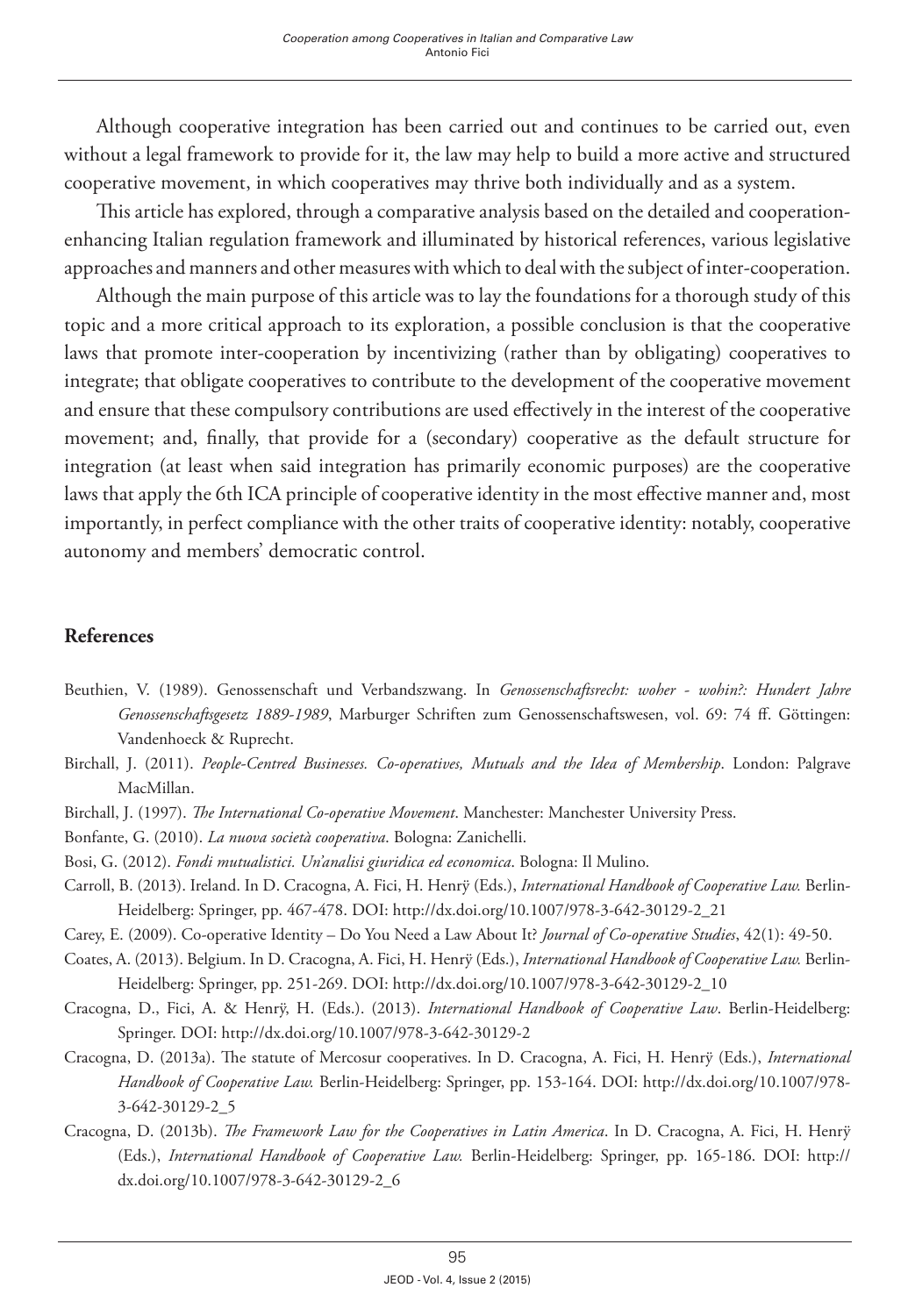Although cooperative integration has been carried out and continues to be carried out, even without a legal framework to provide for it, the law may help to build a more active and structured cooperative movement, in which cooperatives may thrive both individually and as a system.

This article has explored, through a comparative analysis based on the detailed and cooperation-enhancing Italian regulation framework and illuminated by historical references, various legislative approaches and manners and other measures with which to deal with the subject of inter-cooperation.

Although the main purpose of this article was to lay the foundations for a thorough study of this topic and a more critical approach to its exploration, a possible conclusion is that the cooperative laws that promote inter-cooperation by incentivizing (rather than by obligating) cooperatives to integrate; that obligate cooperatives to contribute to the development of the cooperative movement and ensure that these compulsory contributions are used effectively in the interest of the cooperative movement; and, finally, that provide for a (secondary) cooperative as the default structure for integration (at least when said integration has primarily economic purposes) are the cooperative laws that apply the 6th ICA principle of cooperative identity in the most effective manner and, most importantly, in perfect compliance with the other traits of cooperative identity: notably, cooperative autonomy and members' democratic control.

## References

Beuthien, V. (1989). Genossenschaft und Verbandszwang. In *Genossenschaftsrecht: woher - wohin?: Hundert Jahre Genossenschaftsgesetz 1889-1989*, Marburger Schriften zum Genossenschaftswesen, vol. 69: 74 ff. Göttingen: Vandenhoeck & Ruprecht.

Birchall, J. (2011). *People-Centred Businesses. Co-operatives, Mutuals and the Idea of Membership*. London: Palgrave MacMillan.

Birchall, J. (1997). *The International Co-operative Movement*. Manchester: Manchester University Press.

Bonfante, G. (2010). *La nuova società cooperativa*. Bologna: Zanichelli.

Bosi, G. (2012). *Fondi mutualistici. Un'analisi giuridica ed economica*. Bologna: Il Mulino.

Carroll, B. (2013). Ireland. In D. Cracogna, A. Fici, H. Henrÿ (Eds.), *International Handbook of Cooperative Law.* Berlin-Heidelberg: Springer, pp. 467-478. DOI: http://dx.doi.org/10.1007/978-3-642-30129-2_21

Carey, E. (2009). Co-operative Identity – Do You Need a Law About It? *Journal of Co-operative Studies*, 42(1): 49-50.

Coates, A. (2013). Belgium. In D. Cracogna, A. Fici, H. Henrÿ (Eds.), *International Handbook of Cooperative Law.* Berlin-Heidelberg: Springer, pp. 251-269. DOI: http://dx.doi.org/10.1007/978-3-642-30129-2_10

Cracogna, D., Fici, A. & Henrÿ, H. (Eds.). (2013). *International Handbook of Cooperative Law*. Berlin-Heidelberg: Springer. DOI: http://dx.doi.org/10.1007/978-3-642-30129-2

Cracogna, D. (2013a). The statute of Mercosur cooperatives. In D. Cracogna, A. Fici, H. Henrÿ (Eds.), *International Handbook of Cooperative Law.* Berlin-Heidelberg: Springer, pp. 153-164. DOI: http://dx.doi.org/10.1007/978-3-642-30129-2_5

Cracogna, D. (2013b). *The Framework Law for the Cooperatives in Latin America*. In D. Cracogna, A. Fici, H. Henrÿ (Eds.), *International Handbook of Cooperative Law.* Berlin-Heidelberg: Springer, pp. 165-186. DOI: http://dx.doi.org/10.1007/978-3-642-30129-2_6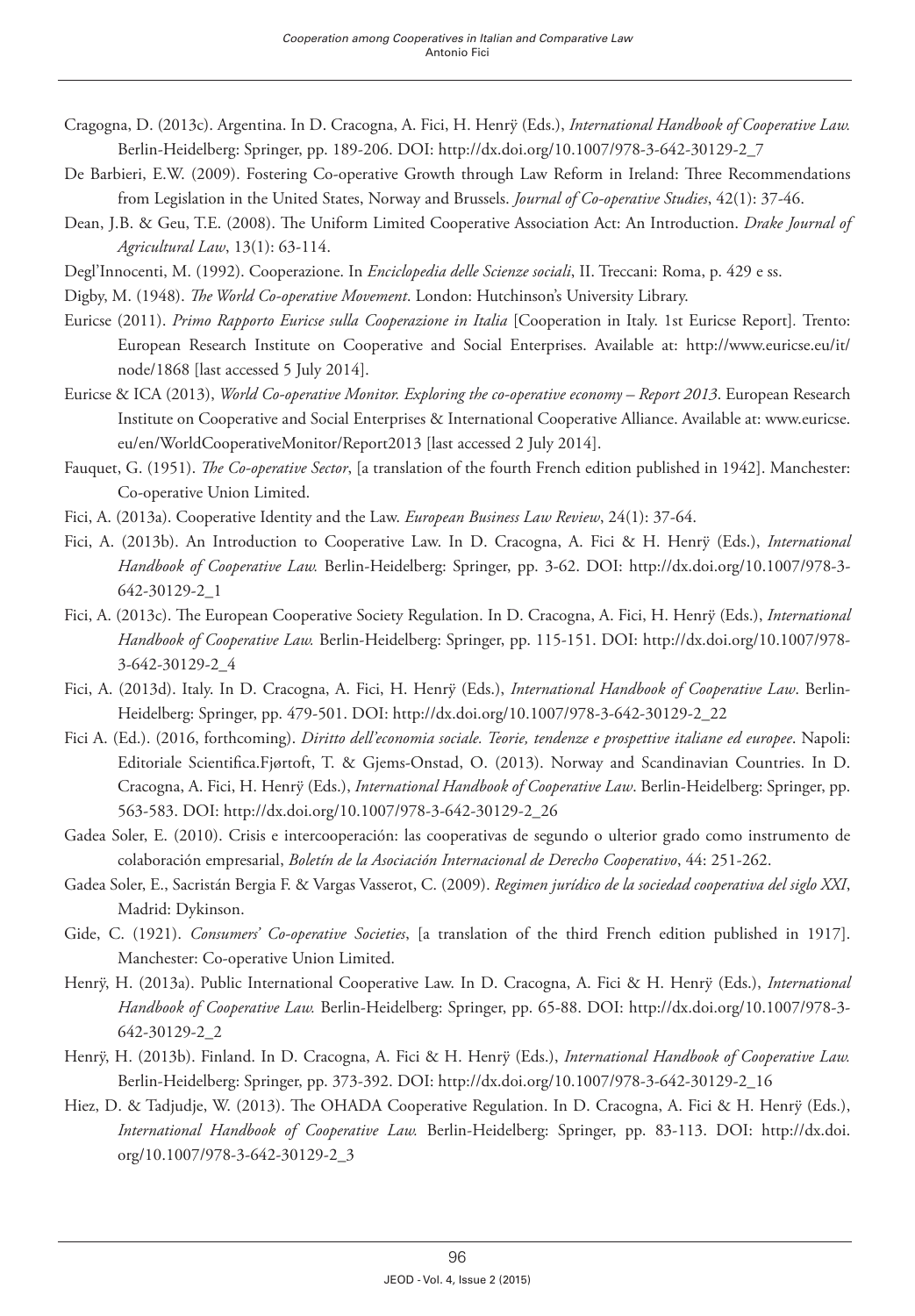Cragogna, D. (2013c). Argentina. In D. Cracogna, A. Fici, H. Henrÿ (Eds.), *International Handbook of Cooperative Law.* Berlin-Heidelberg: Springer, pp. 189-206. DOI: http://dx.doi.org/10.1007/978-3-642-30129-2_7

De Barbieri, E.W. (2009). Fostering Co-operative Growth through Law Reform in Ireland: Three Recommendations from Legislation in the United States, Norway and Brussels. *Journal of Co-operative Studies*, 42(1): 37-46.

Dean, J.B. & Geu, T.E. (2008). The Uniform Limited Cooperative Association Act: An Introduction. *Drake Journal of Agricultural Law*, 13(1): 63-114.

Degl'Innocenti, M. (1992). Cooperazione. In *Enciclopedia delle Scienze sociali*, II. Treccani: Roma, p. 429 e ss.

Digby, M. (1948). *The World Co-operative Movement*. London: Hutchinson's University Library.

Euricse (2011). *Primo Rapporto Euricse sulla Cooperazione in Italia* [Cooperation in Italy. 1st Euricse Report]. Trento: European Research Institute on Cooperative and Social Enterprises. Available at: http://www.euricse.eu/it/node/1868 [last accessed 5 July 2014].

Euricse & ICA (2013), *World Co-operative Monitor. Exploring the co-operative economy – Report 2013*. European Research Institute on Cooperative and Social Enterprises & International Cooperative Alliance. Available at: www.euricse.eu/en/WorldCooperativeMonitor/Report2013 [last accessed 2 July 2014].

Fauquet, G. (1951). *The Co-operative Sector*, [a translation of the fourth French edition published in 1942]. Manchester: Co-operative Union Limited.

Fici, A. (2013a). Cooperative Identity and the Law. *European Business Law Review*, 24(1): 37-64.

Fici, A. (2013b). An Introduction to Cooperative Law. In D. Cracogna, A. Fici & H. Henrÿ (Eds.), *International Handbook of Cooperative Law.* Berlin-Heidelberg: Springer, pp. 3-62. DOI: http://dx.doi.org/10.1007/978-3-642-30129-2_1

Fici, A. (2013c). The European Cooperative Society Regulation. In D. Cracogna, A. Fici, H. Henrÿ (Eds.), *International Handbook of Cooperative Law.* Berlin-Heidelberg: Springer, pp. 115-151. DOI: http://dx.doi.org/10.1007/978-3-642-30129-2_4

Fici, A. (2013d). Italy. In D. Cracogna, A. Fici, H. Henrÿ (Eds.), *International Handbook of Cooperative Law*. Berlin-Heidelberg: Springer, pp. 479-501. DOI: http://dx.doi.org/10.1007/978-3-642-30129-2_22

Fici A. (Ed.). (2016, forthcoming). *Diritto dell'economia sociale. Teorie, tendenze e prospettive italiane ed europee*. Napoli: Editoriale Scientifica.Fjørtoft, T. & Gjems-Onstad, O. (2013). Norway and Scandinavian Countries. In D. Cracogna, A. Fici, H. Henrÿ (Eds.), *International Handbook of Cooperative Law*. Berlin-Heidelberg: Springer, pp. 563-583. DOI: http://dx.doi.org/10.1007/978-3-642-30129-2_26

Gadea Soler, E. (2010). Crisis e intercooperación: las cooperativas de segundo o ulterior grado como instrumento de colaboración empresarial, *Boletín de la Asociación Internacional de Derecho Cooperativo*, 44: 251-262.

Gadea Soler, E., Sacristán Bergia F. & Vargas Vasserot, C. (2009). *Regimen jurídico de la sociedad cooperativa del siglo XXI*, Madrid: Dykinson.

Gide, C. (1921). *Consumers' Co-operative Societies*, [a translation of the third French edition published in 1917]. Manchester: Co-operative Union Limited.

Henrÿ, H. (2013a). Public International Cooperative Law. In D. Cracogna, A. Fici & H. Henrÿ (Eds.), *International Handbook of Cooperative Law.* Berlin-Heidelberg: Springer, pp. 65-88. DOI: http://dx.doi.org/10.1007/978-3-642-30129-2_2

Henrÿ, H. (2013b). Finland. In D. Cracogna, A. Fici & H. Henrÿ (Eds.), *International Handbook of Cooperative Law.* Berlin-Heidelberg: Springer, pp. 373-392. DOI: http://dx.doi.org/10.1007/978-3-642-30129-2_16

Hiez, D. & Tadjudje, W. (2013). The OHADA Cooperative Regulation. In D. Cracogna, A. Fici & H. Henrÿ (Eds.), *International Handbook of Cooperative Law.* Berlin-Heidelberg: Springer, pp. 83-113. DOI: http://dx.doi.org/10.1007/978-3-642-30129-2_3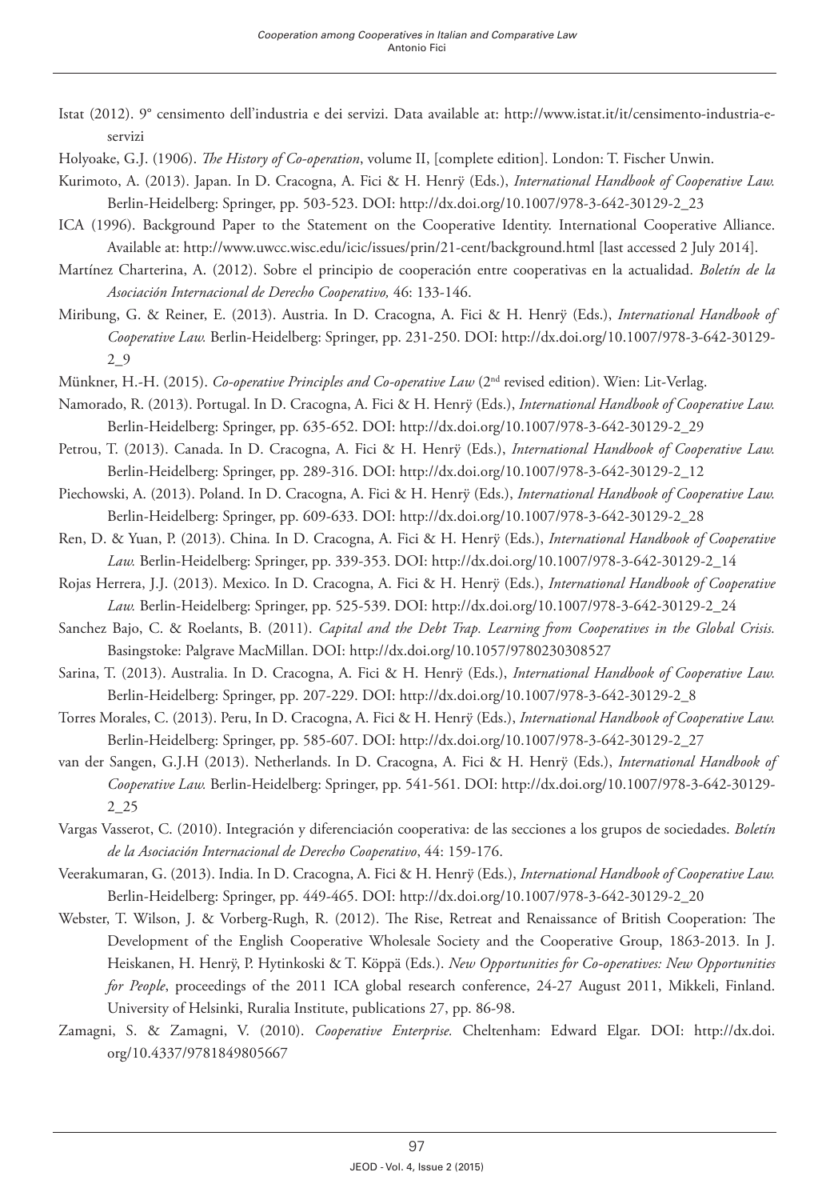Istat (2012). 9° censimento dell'industria e dei servizi. Data available at: http://www.istat.it/it/censimento-industria-e-servizi

Holyoake, G.J. (1906). *The History of Co-operation*, volume II, [complete edition]. London: T. Fischer Unwin.

Kurimoto, A. (2013). Japan. In D. Cracogna, A. Fici & H. Henrÿ (Eds.), *International Handbook of Cooperative Law.* Berlin-Heidelberg: Springer, pp. 503-523. DOI: http://dx.doi.org/10.1007/978-3-642-30129-2_23

ICA (1996). Background Paper to the Statement on the Cooperative Identity. International Cooperative Alliance. Available at: http://www.uwcc.wisc.edu/icic/issues/prin/21-cent/background.html [last accessed 2 July 2014].

Martínez Charterina, A. (2012). Sobre el principio de cooperación entre cooperativas en la actualidad. *Boletín de la Asociación Internacional de Derecho Cooperativo,* 46: 133-146.

Miribung, G. & Reiner, E. (2013). Austria. In D. Cracogna, A. Fici & H. Henrÿ (Eds.), *International Handbook of Cooperative Law.* Berlin-Heidelberg: Springer, pp. 231-250. DOI: http://dx.doi.org/10.1007/978-3-642-30129-2_9

Münkner, H.-H. (2015). *Co-operative Principles and Co-operative Law* (2nd revised edition). Wien: Lit-Verlag.

Namorado, R. (2013). Portugal. In D. Cracogna, A. Fici & H. Henrÿ (Eds.), *International Handbook of Cooperative Law.* Berlin-Heidelberg: Springer, pp. 635-652. DOI: http://dx.doi.org/10.1007/978-3-642-30129-2_29

Petrou, T. (2013). Canada. In D. Cracogna, A. Fici & H. Henrÿ (Eds.), *International Handbook of Cooperative Law.* Berlin-Heidelberg: Springer, pp. 289-316. DOI: http://dx.doi.org/10.1007/978-3-642-30129-2_12

Piechowski, A. (2013). Poland. In D. Cracogna, A. Fici & H. Henrÿ (Eds.), *International Handbook of Cooperative Law.* Berlin-Heidelberg: Springer, pp. 609-633. DOI: http://dx.doi.org/10.1007/978-3-642-30129-2_28

Ren, D. & Yuan, P. (2013). China. In D. Cracogna, A. Fici & H. Henrÿ (Eds.), *International Handbook of Cooperative Law.* Berlin-Heidelberg: Springer, pp. 339-353. DOI: http://dx.doi.org/10.1007/978-3-642-30129-2_14

Rojas Herrera, J.J. (2013). Mexico. In D. Cracogna, A. Fici & H. Henrÿ (Eds.), *International Handbook of Cooperative Law.* Berlin-Heidelberg: Springer, pp. 525-539. DOI: http://dx.doi.org/10.1007/978-3-642-30129-2_24

Sanchez Bajo, C. & Roelants, B. (2011). *Capital and the Debt Trap. Learning from Cooperatives in the Global Crisis.* Basingstoke: Palgrave MacMillan. DOI: http://dx.doi.org/10.1057/9780230308527

Sarina, T. (2013). Australia. In D. Cracogna, A. Fici & H. Henrÿ (Eds.), *International Handbook of Cooperative Law.* Berlin-Heidelberg: Springer, pp. 207-229. DOI: http://dx.doi.org/10.1007/978-3-642-30129-2_8

Torres Morales, C. (2013). Peru, In D. Cracogna, A. Fici & H. Henrÿ (Eds.), *International Handbook of Cooperative Law.* Berlin-Heidelberg: Springer, pp. 585-607. DOI: http://dx.doi.org/10.1007/978-3-642-30129-2_27

van der Sangen, G.J.H (2013). Netherlands. In D. Cracogna, A. Fici & H. Henrÿ (Eds.), *International Handbook of Cooperative Law.* Berlin-Heidelberg: Springer, pp. 541-561. DOI: http://dx.doi.org/10.1007/978-3-642-30129-2_25

Vargas Vasserot, C. (2010). Integración y diferenciación cooperativa: de las secciones a los grupos de sociedades. *Boletín de la Asociación Internacional de Derecho Cooperativo*, 44: 159-176.

Veerakumaran, G. (2013). India. In D. Cracogna, A. Fici & H. Henrÿ (Eds.), *International Handbook of Cooperative Law.* Berlin-Heidelberg: Springer, pp. 449-465. DOI: http://dx.doi.org/10.1007/978-3-642-30129-2_20

Webster, T. Wilson, J. & Vorberg-Rugh, R. (2012). The Rise, Retreat and Renaissance of British Cooperation: The Development of the English Cooperative Wholesale Society and the Cooperative Group, 1863-2013. In J. Heiskanen, H. Henrÿ, P. Hytinkoski & T. Köppä (Eds.). *New Opportunities for Co-operatives: New Opportunities for People*, proceedings of the 2011 ICA global research conference, 24-27 August 2011, Mikkeli, Finland. University of Helsinki, Ruralia Institute, publications 27, pp. 86-98.

Zamagni, S. & Zamagni, V. (2010). *Cooperative Enterprise.* Cheltenham: Edward Elgar. DOI: http://dx.doi.org/10.4337/9781849805667